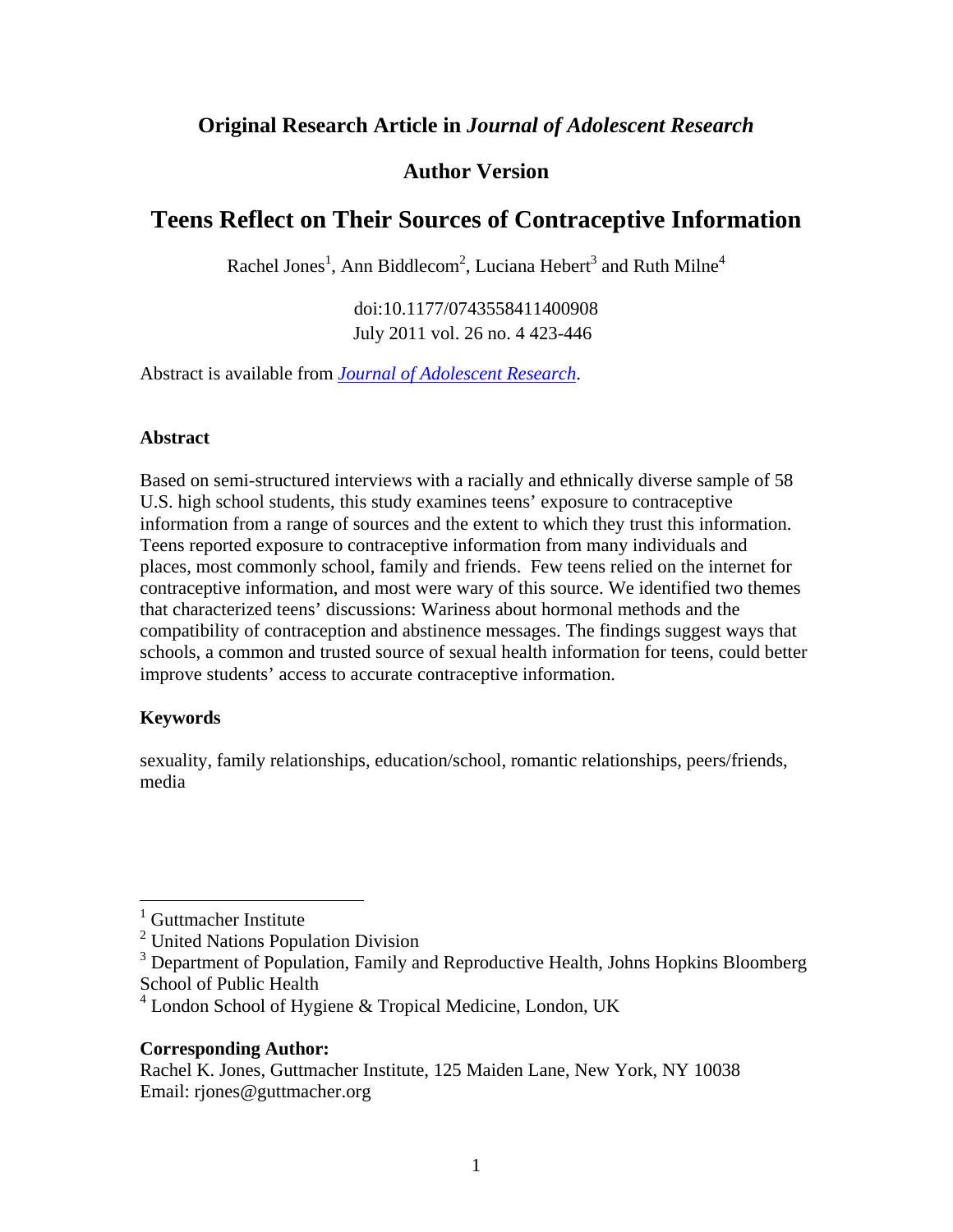**Original Research Article in *Journal of Adolescent Research***

**Author Version**

# Teens Reflect on Their Sources of Contraceptive Information

Rachel Jones[1], Ann Biddlecom[2], Luciana Hebert[3] and Ruth Milne[4]

doi:10.1177/0743558411400908
July 2011 vol. 26 no. 4 423-446

Abstract is available from *Journal of Adolescent Research*.

**Abstract**

Based on semi-structured interviews with a racially and ethnically diverse sample of 58 U.S. high school students, this study examines teens' exposure to contraceptive information from a range of sources and the extent to which they trust this information. Teens reported exposure to contraceptive information from many individuals and places, most commonly school, family and friends. Few teens relied on the internet for contraceptive information, and most were wary of this source. We identified two themes that characterized teens' discussions: Wariness about hormonal methods and the compatibility of contraception and abstinence messages. The findings suggest ways that schools, a common and trusted source of sexual health information for teens, could better improve students' access to accurate contraceptive information.

**Keywords**

sexuality, family relationships, education/school, romantic relationships, peers/friends, media

---

[1] Guttmacher Institute
[2] United Nations Population Division
[3] Department of Population, Family and Reproductive Health, Johns Hopkins Bloomberg School of Public Health
[4] London School of Hygiene & Tropical Medicine, London, UK

**Corresponding Author:**
Rachel K. Jones, Guttmacher Institute, 125 Maiden Lane, New York, NY 10038
Email: rjones@guttmacher.org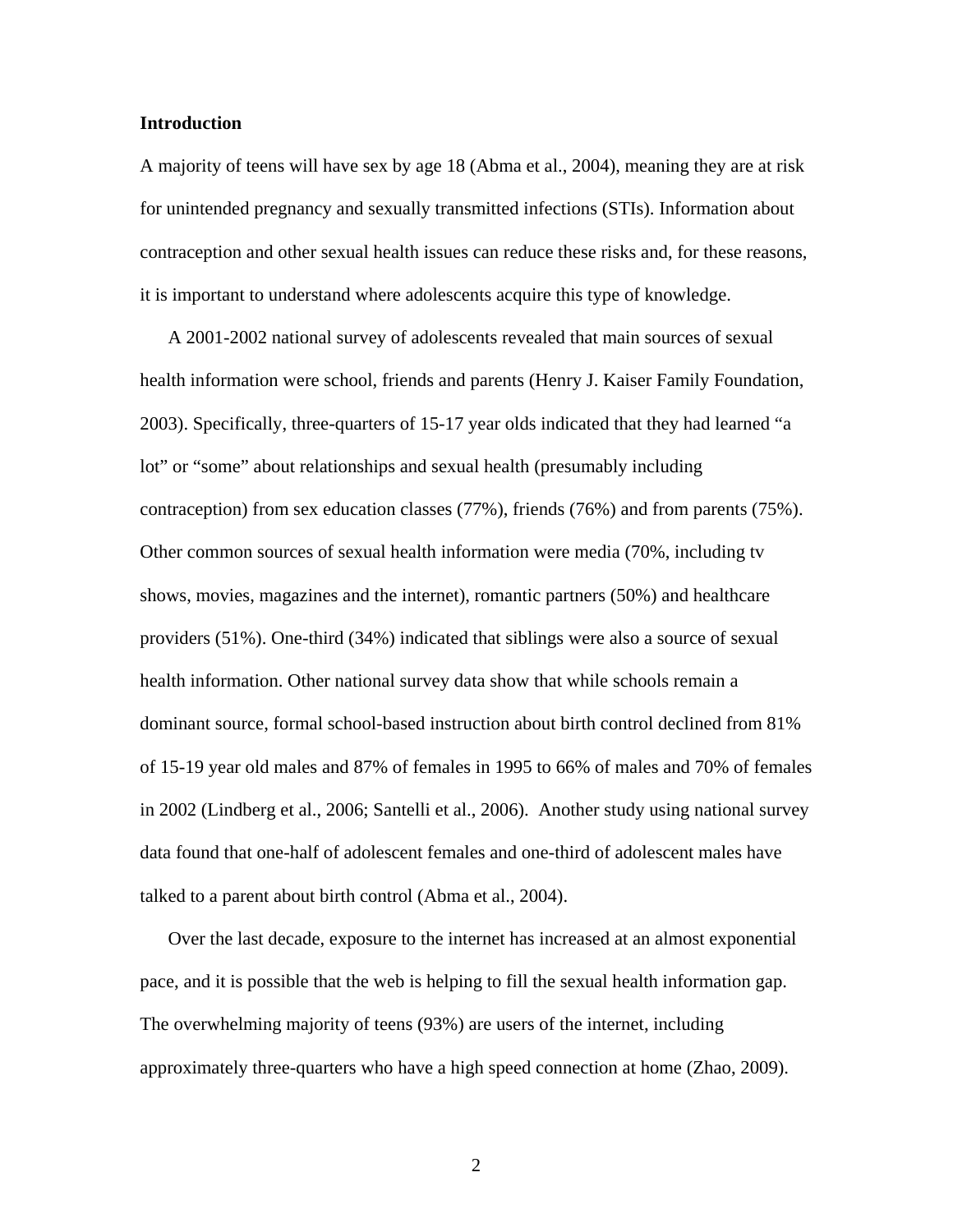## Introduction

A majority of teens will have sex by age 18 (Abma et al., 2004), meaning they are at risk for unintended pregnancy and sexually transmitted infections (STIs). Information about contraception and other sexual health issues can reduce these risks and, for these reasons, it is important to understand where adolescents acquire this type of knowledge.

A 2001-2002 national survey of adolescents revealed that main sources of sexual health information were school, friends and parents (Henry J. Kaiser Family Foundation, 2003). Specifically, three-quarters of 15-17 year olds indicated that they had learned "a lot" or "some" about relationships and sexual health (presumably including contraception) from sex education classes (77%), friends (76%) and from parents (75%). Other common sources of sexual health information were media (70%, including tv shows, movies, magazines and the internet), romantic partners (50%) and healthcare providers (51%). One-third (34%) indicated that siblings were also a source of sexual health information. Other national survey data show that while schools remain a dominant source, formal school-based instruction about birth control declined from 81% of 15-19 year old males and 87% of females in 1995 to 66% of males and 70% of females in 2002 (Lindberg et al., 2006; Santelli et al., 2006). Another study using national survey data found that one-half of adolescent females and one-third of adolescent males have talked to a parent about birth control (Abma et al., 2004).

Over the last decade, exposure to the internet has increased at an almost exponential pace, and it is possible that the web is helping to fill the sexual health information gap. The overwhelming majority of teens (93%) are users of the internet, including approximately three-quarters who have a high speed connection at home (Zhao, 2009).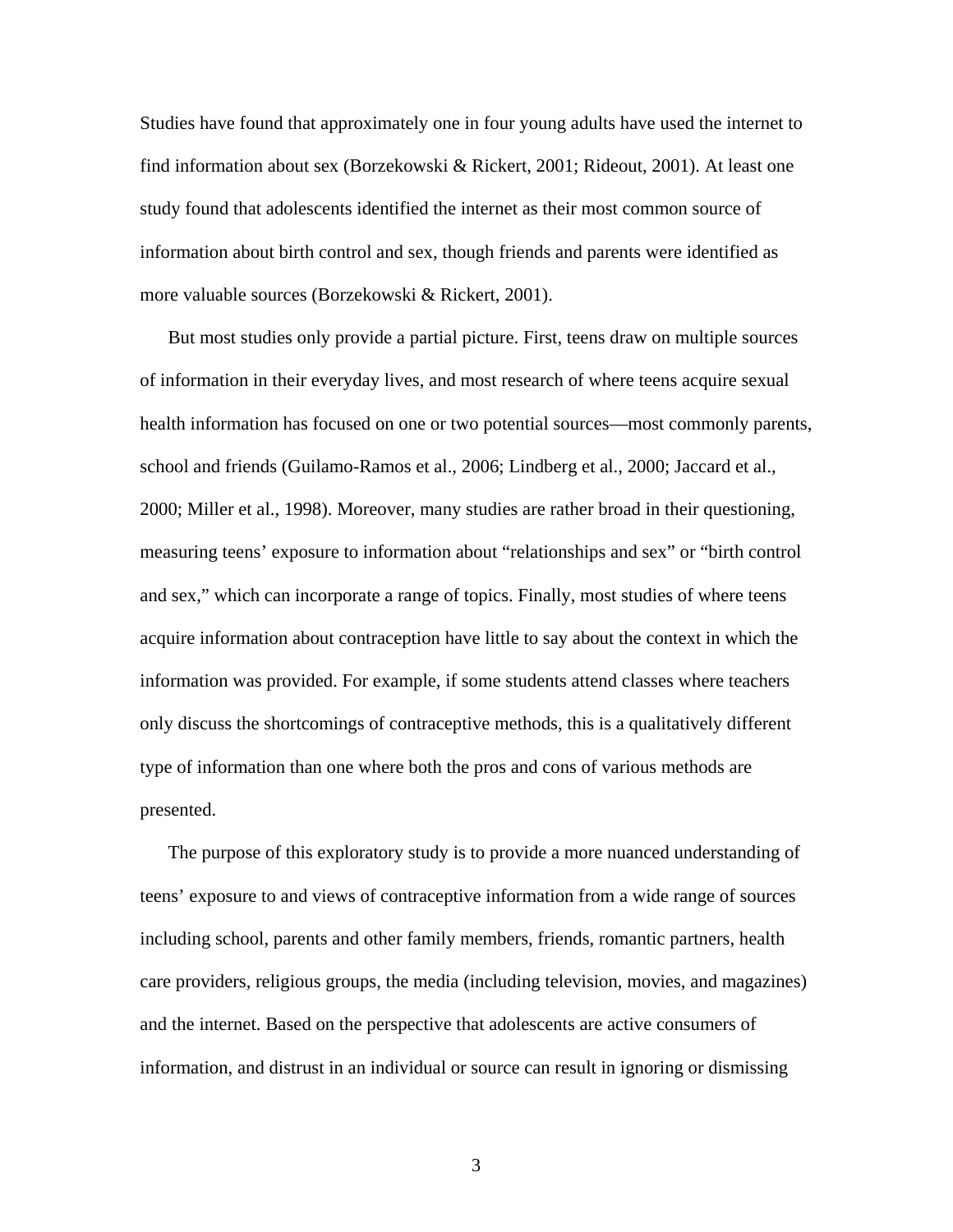Studies have found that approximately one in four young adults have used the internet to find information about sex (Borzekowski & Rickert, 2001; Rideout, 2001). At least one study found that adolescents identified the internet as their most common source of information about birth control and sex, though friends and parents were identified as more valuable sources (Borzekowski & Rickert, 2001).

But most studies only provide a partial picture. First, teens draw on multiple sources of information in their everyday lives, and most research of where teens acquire sexual health information has focused on one or two potential sources—most commonly parents, school and friends (Guilamo-Ramos et al., 2006; Lindberg et al., 2000; Jaccard et al., 2000; Miller et al., 1998). Moreover, many studies are rather broad in their questioning, measuring teens' exposure to information about "relationships and sex" or "birth control and sex," which can incorporate a range of topics. Finally, most studies of where teens acquire information about contraception have little to say about the context in which the information was provided. For example, if some students attend classes where teachers only discuss the shortcomings of contraceptive methods, this is a qualitatively different type of information than one where both the pros and cons of various methods are presented.

The purpose of this exploratory study is to provide a more nuanced understanding of teens' exposure to and views of contraceptive information from a wide range of sources including school, parents and other family members, friends, romantic partners, health care providers, religious groups, the media (including television, movies, and magazines) and the internet. Based on the perspective that adolescents are active consumers of information, and distrust in an individual or source can result in ignoring or dismissing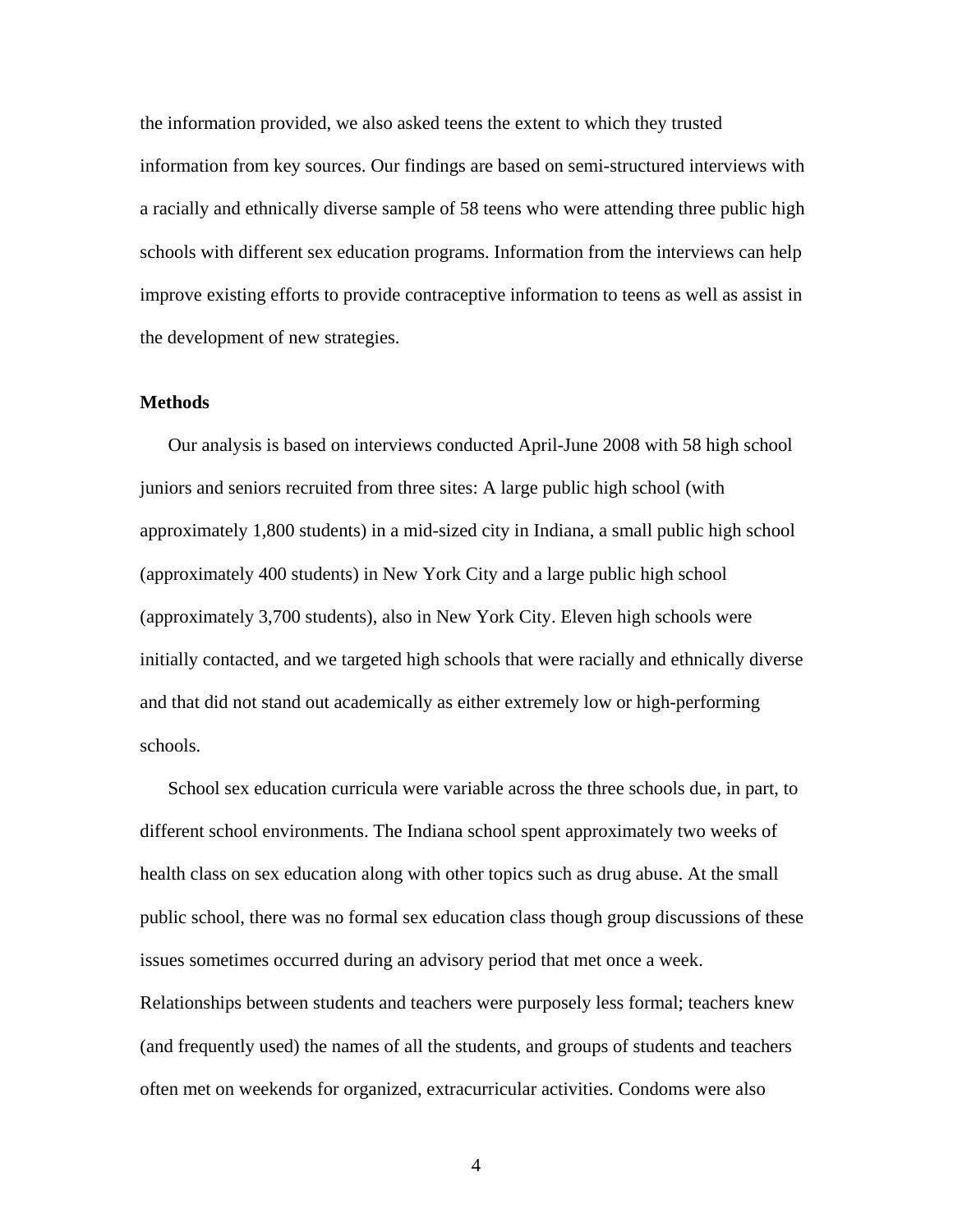the information provided, we also asked teens the extent to which they trusted information from key sources. Our findings are based on semi-structured interviews with a racially and ethnically diverse sample of 58 teens who were attending three public high schools with different sex education programs. Information from the interviews can help improve existing efforts to provide contraceptive information to teens as well as assist in the development of new strategies.

## Methods

Our analysis is based on interviews conducted April-June 2008 with 58 high school juniors and seniors recruited from three sites: A large public high school (with approximately 1,800 students) in a mid-sized city in Indiana, a small public high school (approximately 400 students) in New York City and a large public high school (approximately 3,700 students), also in New York City. Eleven high schools were initially contacted, and we targeted high schools that were racially and ethnically diverse and that did not stand out academically as either extremely low or high-performing schools.

School sex education curricula were variable across the three schools due, in part, to different school environments. The Indiana school spent approximately two weeks of health class on sex education along with other topics such as drug abuse. At the small public school, there was no formal sex education class though group discussions of these issues sometimes occurred during an advisory period that met once a week. Relationships between students and teachers were purposely less formal; teachers knew (and frequently used) the names of all the students, and groups of students and teachers often met on weekends for organized, extracurricular activities. Condoms were also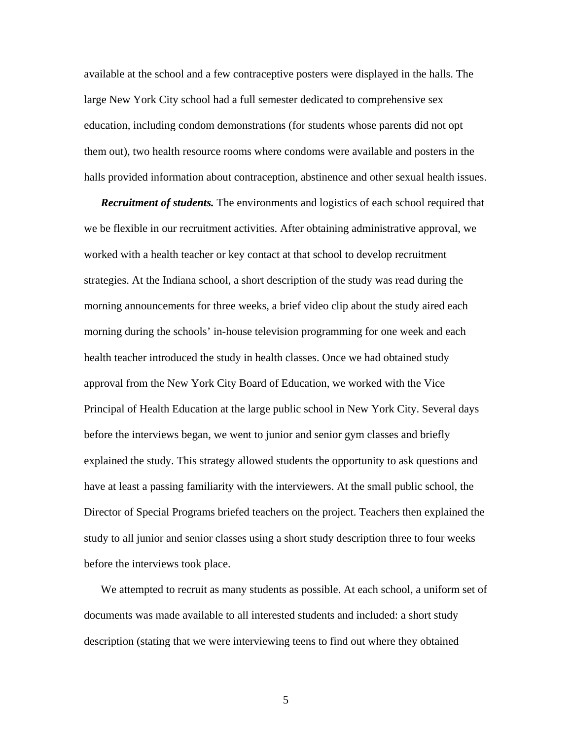available at the school and a few contraceptive posters were displayed in the halls. The large New York City school had a full semester dedicated to comprehensive sex education, including condom demonstrations (for students whose parents did not opt them out), two health resource rooms where condoms were available and posters in the halls provided information about contraception, abstinence and other sexual health issues.

***Recruitment of students.*** The environments and logistics of each school required that we be flexible in our recruitment activities. After obtaining administrative approval, we worked with a health teacher or key contact at that school to develop recruitment strategies. At the Indiana school, a short description of the study was read during the morning announcements for three weeks, a brief video clip about the study aired each morning during the schools' in-house television programming for one week and each health teacher introduced the study in health classes. Once we had obtained study approval from the New York City Board of Education, we worked with the Vice Principal of Health Education at the large public school in New York City. Several days before the interviews began, we went to junior and senior gym classes and briefly explained the study. This strategy allowed students the opportunity to ask questions and have at least a passing familiarity with the interviewers. At the small public school, the Director of Special Programs briefed teachers on the project. Teachers then explained the study to all junior and senior classes using a short study description three to four weeks before the interviews took place.

We attempted to recruit as many students as possible. At each school, a uniform set of documents was made available to all interested students and included: a short study description (stating that we were interviewing teens to find out where they obtained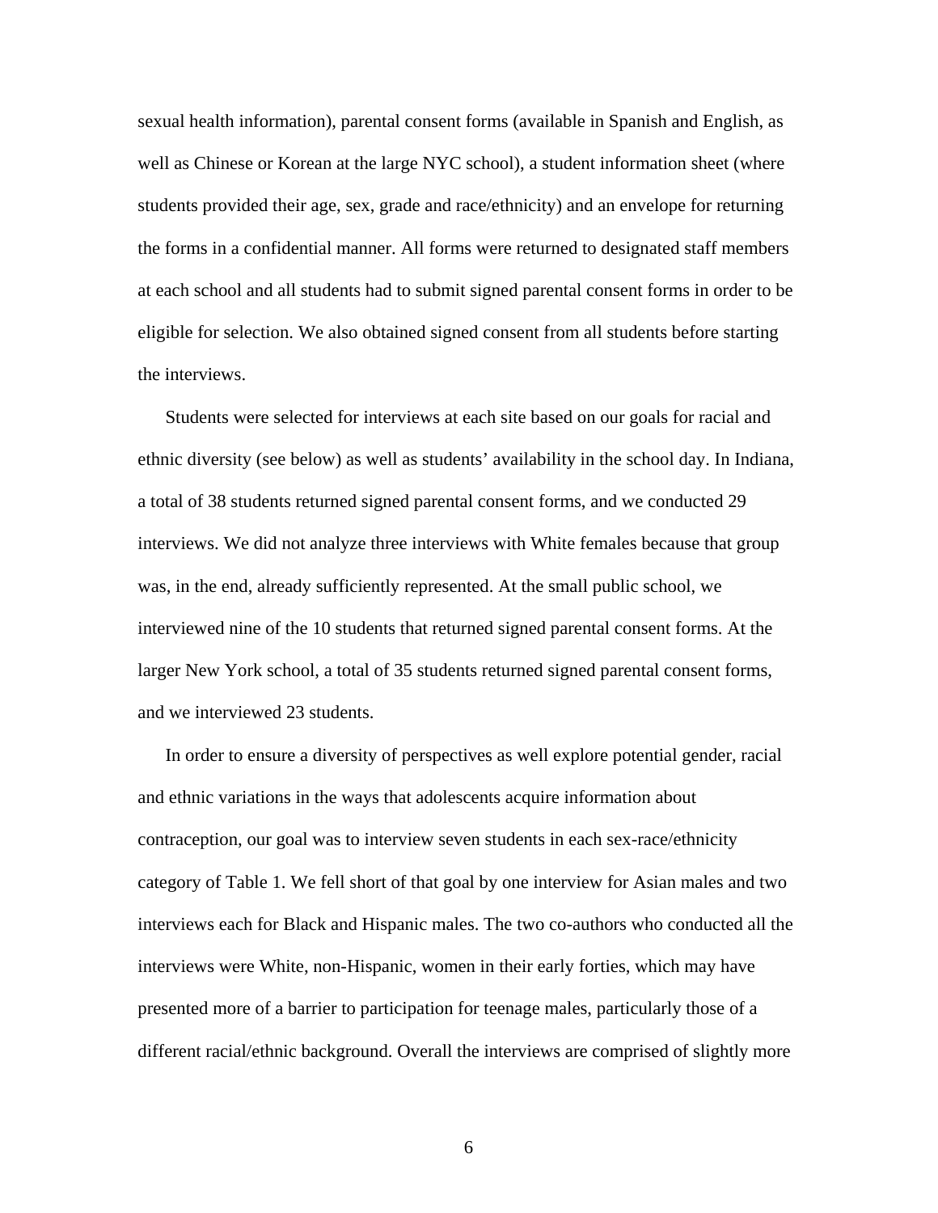sexual health information), parental consent forms (available in Spanish and English, as well as Chinese or Korean at the large NYC school), a student information sheet (where students provided their age, sex, grade and race/ethnicity) and an envelope for returning the forms in a confidential manner. All forms were returned to designated staff members at each school and all students had to submit signed parental consent forms in order to be eligible for selection. We also obtained signed consent from all students before starting the interviews.

Students were selected for interviews at each site based on our goals for racial and ethnic diversity (see below) as well as students' availability in the school day. In Indiana, a total of 38 students returned signed parental consent forms, and we conducted 29 interviews. We did not analyze three interviews with White females because that group was, in the end, already sufficiently represented. At the small public school, we interviewed nine of the 10 students that returned signed parental consent forms. At the larger New York school, a total of 35 students returned signed parental consent forms, and we interviewed 23 students.

In order to ensure a diversity of perspectives as well explore potential gender, racial and ethnic variations in the ways that adolescents acquire information about contraception, our goal was to interview seven students in each sex-race/ethnicity category of Table 1. We fell short of that goal by one interview for Asian males and two interviews each for Black and Hispanic males. The two co-authors who conducted all the interviews were White, non-Hispanic, women in their early forties, which may have presented more of a barrier to participation for teenage males, particularly those of a different racial/ethnic background. Overall the interviews are comprised of slightly more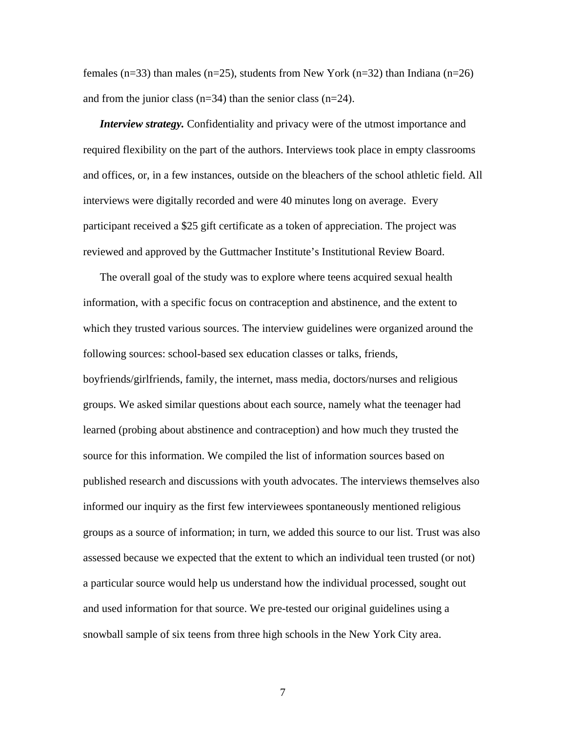females (n=33) than males (n=25), students from New York (n=32) than Indiana (n=26) and from the junior class (n=34) than the senior class (n=24).

***Interview strategy.*** Confidentiality and privacy were of the utmost importance and required flexibility on the part of the authors. Interviews took place in empty classrooms and offices, or, in a few instances, outside on the bleachers of the school athletic field. All interviews were digitally recorded and were 40 minutes long on average. Every participant received a $25 gift certificate as a token of appreciation. The project was reviewed and approved by the Guttmacher Institute's Institutional Review Board.

The overall goal of the study was to explore where teens acquired sexual health information, with a specific focus on contraception and abstinence, and the extent to which they trusted various sources. The interview guidelines were organized around the following sources: school-based sex education classes or talks, friends, boyfriends/girlfriends, family, the internet, mass media, doctors/nurses and religious groups. We asked similar questions about each source, namely what the teenager had learned (probing about abstinence and contraception) and how much they trusted the source for this information. We compiled the list of information sources based on published research and discussions with youth advocates. The interviews themselves also informed our inquiry as the first few interviewees spontaneously mentioned religious groups as a source of information; in turn, we added this source to our list. Trust was also assessed because we expected that the extent to which an individual teen trusted (or not) a particular source would help us understand how the individual processed, sought out and used information for that source. We pre-tested our original guidelines using a snowball sample of six teens from three high schools in the New York City area.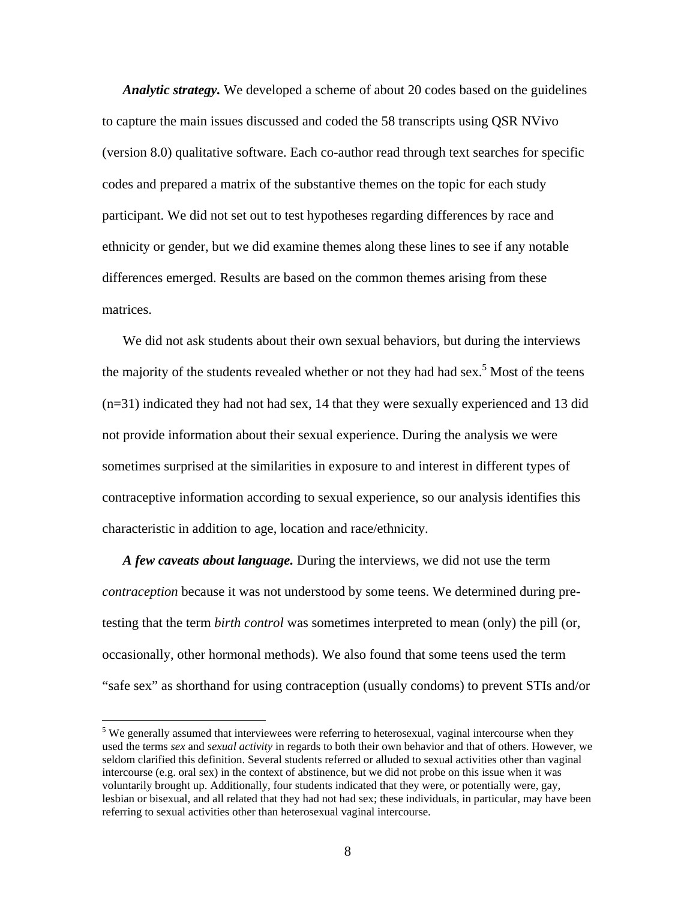***Analytic strategy.*** We developed a scheme of about 20 codes based on the guidelines to capture the main issues discussed and coded the 58 transcripts using QSR NVivo (version 8.0) qualitative software. Each co-author read through text searches for specific codes and prepared a matrix of the substantive themes on the topic for each study participant. We did not set out to test hypotheses regarding differences by race and ethnicity or gender, but we did examine themes along these lines to see if any notable differences emerged. Results are based on the common themes arising from these matrices.

We did not ask students about their own sexual behaviors, but during the interviews the majority of the students revealed whether or not they had had sex.[5] Most of the teens (n=31) indicated they had not had sex, 14 that they were sexually experienced and 13 did not provide information about their sexual experience. During the analysis we were sometimes surprised at the similarities in exposure to and interest in different types of contraceptive information according to sexual experience, so our analysis identifies this characteristic in addition to age, location and race/ethnicity.

***A few caveats about language.*** During the interviews, we did not use the term *contraception* because it was not understood by some teens. We determined during pre-testing that the term *birth control* was sometimes interpreted to mean (only) the pill (or, occasionally, other hormonal methods). We also found that some teens used the term "safe sex" as shorthand for using contraception (usually condoms) to prevent STIs and/or

[5] We generally assumed that interviewees were referring to heterosexual, vaginal intercourse when they used the terms *sex* and *sexual activity* in regards to both their own behavior and that of others. However, we seldom clarified this definition. Several students referred or alluded to sexual activities other than vaginal intercourse (e.g. oral sex) in the context of abstinence, but we did not probe on this issue when it was voluntarily brought up. Additionally, four students indicated that they were, or potentially were, gay, lesbian or bisexual, and all related that they had not had sex; these individuals, in particular, may have been referring to sexual activities other than heterosexual vaginal intercourse.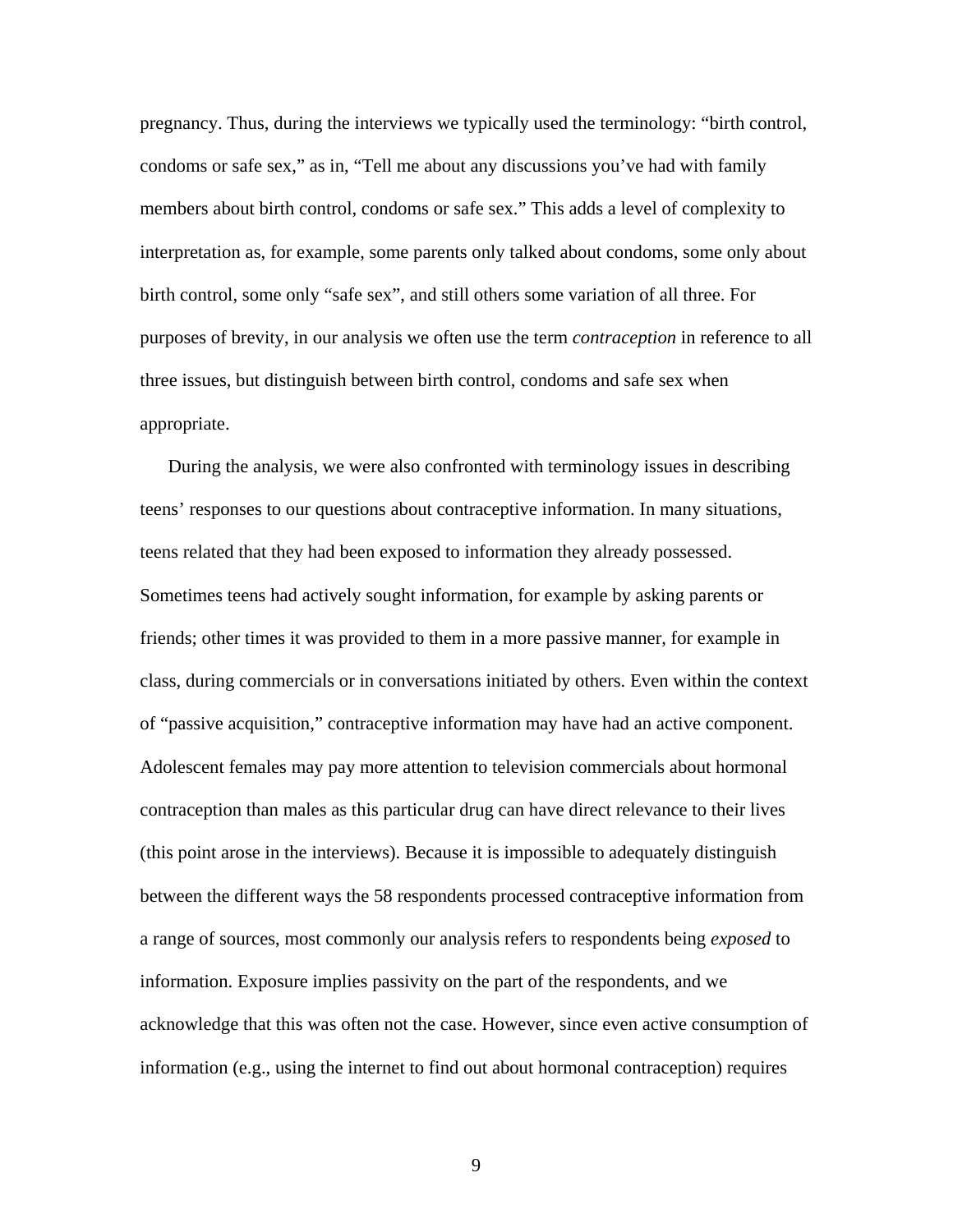pregnancy. Thus, during the interviews we typically used the terminology: "birth control, condoms or safe sex," as in, "Tell me about any discussions you've had with family members about birth control, condoms or safe sex." This adds a level of complexity to interpretation as, for example, some parents only talked about condoms, some only about birth control, some only "safe sex", and still others some variation of all three. For purposes of brevity, in our analysis we often use the term *contraception* in reference to all three issues, but distinguish between birth control, condoms and safe sex when appropriate.

During the analysis, we were also confronted with terminology issues in describing teens' responses to our questions about contraceptive information. In many situations, teens related that they had been exposed to information they already possessed. Sometimes teens had actively sought information, for example by asking parents or friends; other times it was provided to them in a more passive manner, for example in class, during commercials or in conversations initiated by others. Even within the context of "passive acquisition," contraceptive information may have had an active component. Adolescent females may pay more attention to television commercials about hormonal contraception than males as this particular drug can have direct relevance to their lives (this point arose in the interviews). Because it is impossible to adequately distinguish between the different ways the 58 respondents processed contraceptive information from a range of sources, most commonly our analysis refers to respondents being *exposed* to information. Exposure implies passivity on the part of the respondents, and we acknowledge that this was often not the case. However, since even active consumption of information (e.g., using the internet to find out about hormonal contraception) requires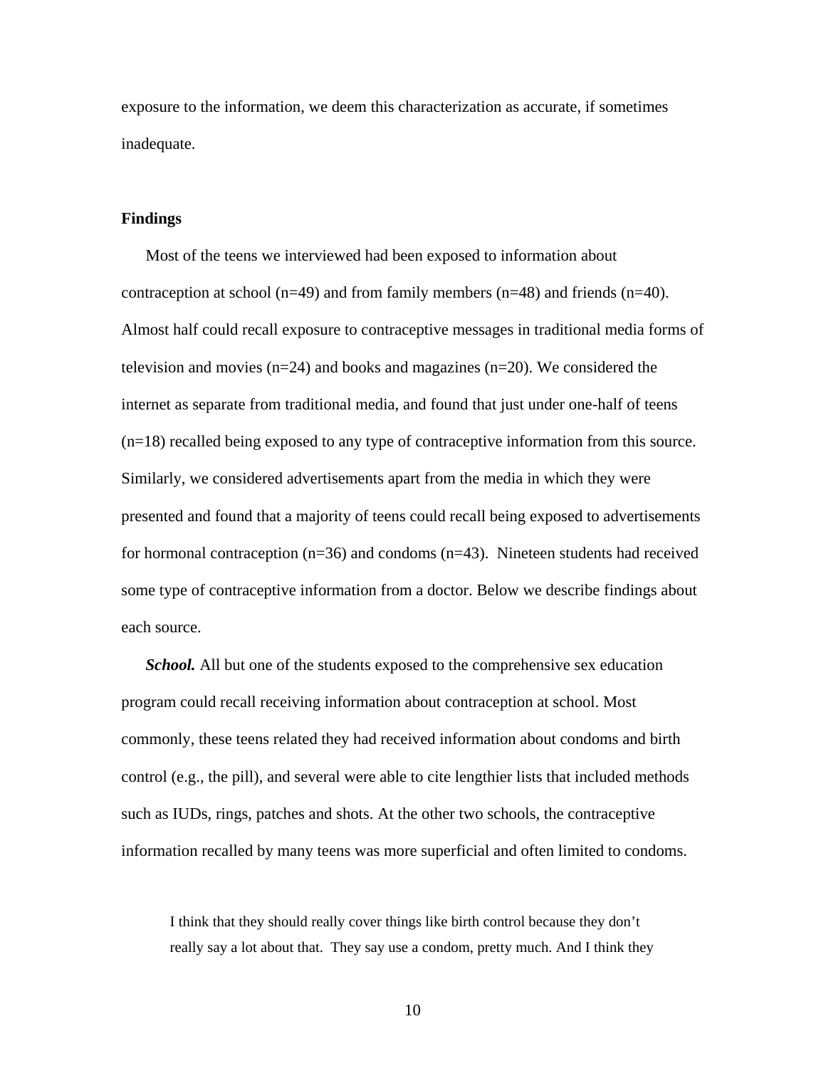exposure to the information, we deem this characterization as accurate, if sometimes inadequate.

## Findings

Most of the teens we interviewed had been exposed to information about contraception at school (n=49) and from family members (n=48) and friends (n=40). Almost half could recall exposure to contraceptive messages in traditional media forms of television and movies (n=24) and books and magazines (n=20). We considered the internet as separate from traditional media, and found that just under one-half of teens (n=18) recalled being exposed to any type of contraceptive information from this source. Similarly, we considered advertisements apart from the media in which they were presented and found that a majority of teens could recall being exposed to advertisements for hormonal contraception (n=36) and condoms (n=43). Nineteen students had received some type of contraceptive information from a doctor. Below we describe findings about each source.

***School.*** All but one of the students exposed to the comprehensive sex education program could recall receiving information about contraception at school. Most commonly, these teens related they had received information about condoms and birth control (e.g., the pill), and several were able to cite lengthier lists that included methods such as IUDs, rings, patches and shots. At the other two schools, the contraceptive information recalled by many teens was more superficial and often limited to condoms.

> I think that they should really cover things like birth control because they don't really say a lot about that. They say use a condom, pretty much. And I think they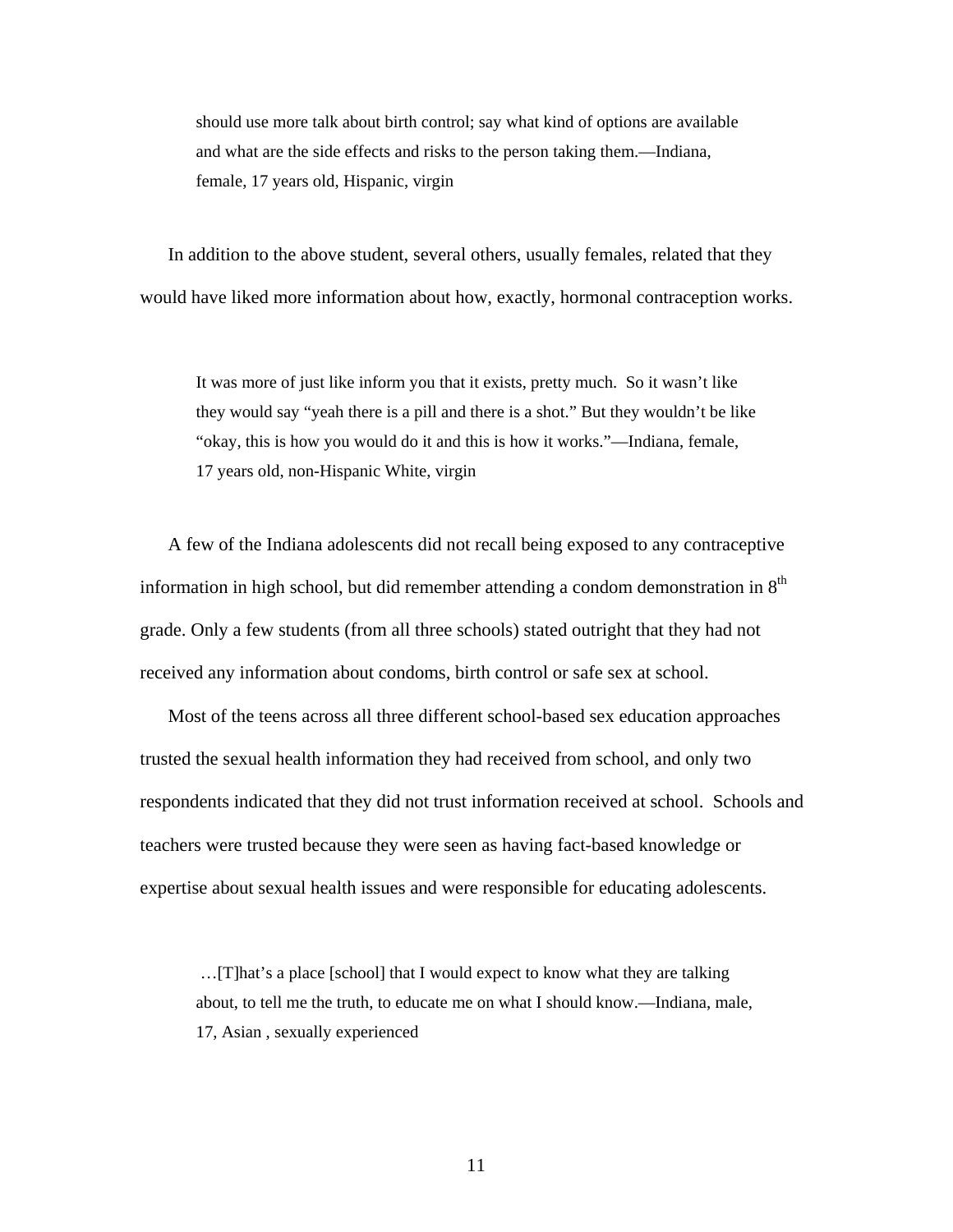> should use more talk about birth control; say what kind of options are available and what are the side effects and risks to the person taking them.—Indiana, female, 17 years old, Hispanic, virgin

In addition to the above student, several others, usually females, related that they would have liked more information about how, exactly, hormonal contraception works.

> It was more of just like inform you that it exists, pretty much. So it wasn't like they would say "yeah there is a pill and there is a shot." But they wouldn't be like "okay, this is how you would do it and this is how it works."—Indiana, female, 17 years old, non-Hispanic White, virgin

A few of the Indiana adolescents did not recall being exposed to any contraceptive information in high school, but did remember attending a condom demonstration in 8th grade. Only a few students (from all three schools) stated outright that they had not received any information about condoms, birth control or safe sex at school.

Most of the teens across all three different school-based sex education approaches trusted the sexual health information they had received from school, and only two respondents indicated that they did not trust information received at school. Schools and teachers were trusted because they were seen as having fact-based knowledge or expertise about sexual health issues and were responsible for educating adolescents.

> …[T]hat's a place [school] that I would expect to know what they are talking about, to tell me the truth, to educate me on what I should know.—Indiana, male, 17, Asian , sexually experienced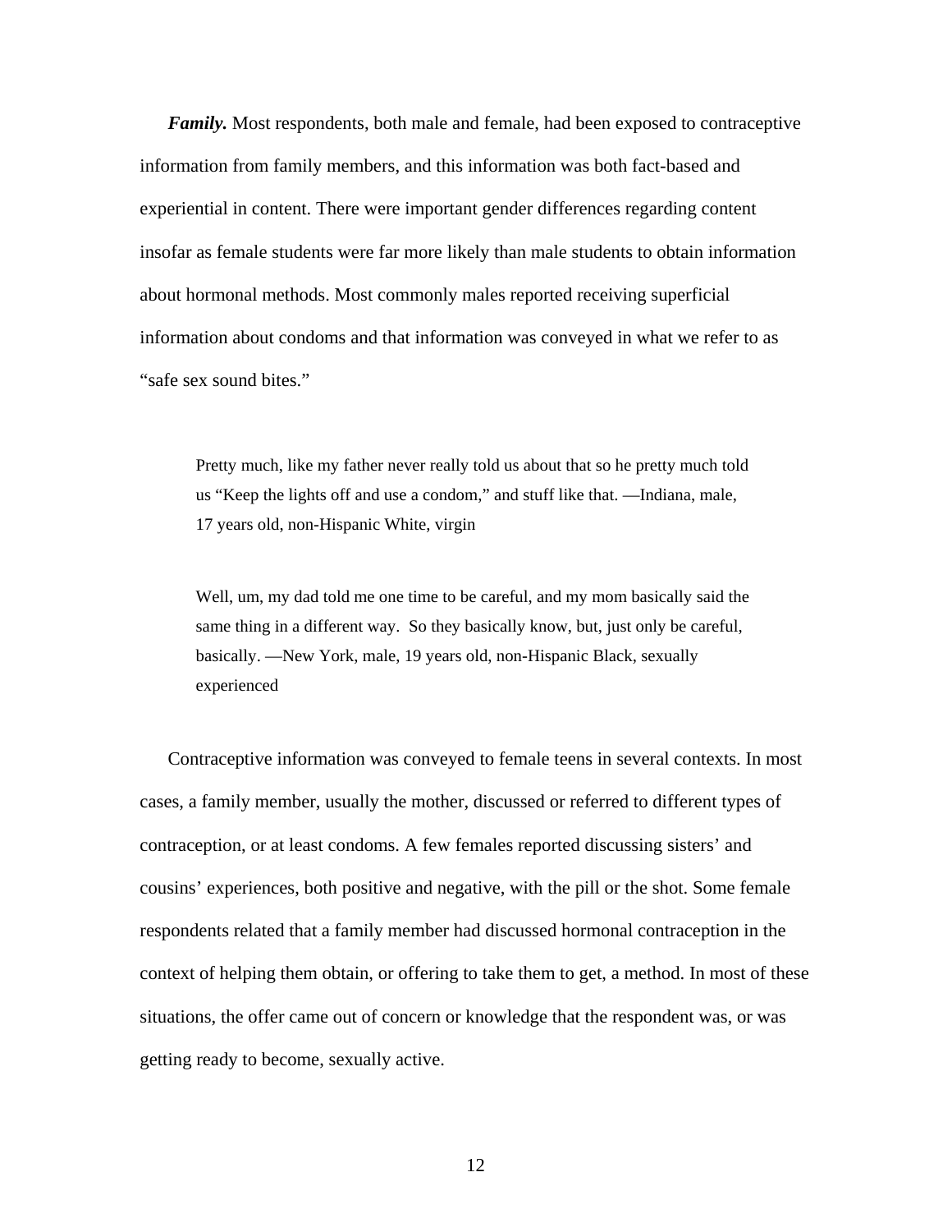***Family.*** Most respondents, both male and female, had been exposed to contraceptive information from family members, and this information was both fact-based and experiential in content. There were important gender differences regarding content insofar as female students were far more likely than male students to obtain information about hormonal methods. Most commonly males reported receiving superficial information about condoms and that information was conveyed in what we refer to as "safe sex sound bites."

> Pretty much, like my father never really told us about that so he pretty much told us "Keep the lights off and use a condom," and stuff like that. —Indiana, male, 17 years old, non-Hispanic White, virgin

> Well, um, my dad told me one time to be careful, and my mom basically said the same thing in a different way. So they basically know, but, just only be careful, basically. —New York, male, 19 years old, non-Hispanic Black, sexually experienced

Contraceptive information was conveyed to female teens in several contexts. In most cases, a family member, usually the mother, discussed or referred to different types of contraception, or at least condoms. A few females reported discussing sisters' and cousins' experiences, both positive and negative, with the pill or the shot. Some female respondents related that a family member had discussed hormonal contraception in the context of helping them obtain, or offering to take them to get, a method. In most of these situations, the offer came out of concern or knowledge that the respondent was, or was getting ready to become, sexually active.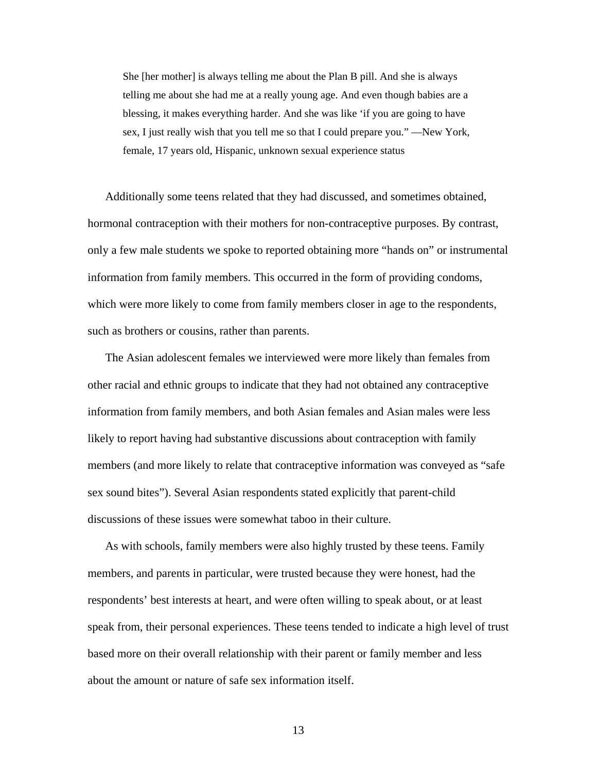> She [her mother] is always telling me about the Plan B pill. And she is always telling me about she had me at a really young age. And even though babies are a blessing, it makes everything harder. And she was like 'if you are going to have sex, I just really wish that you tell me so that I could prepare you." —New York, female, 17 years old, Hispanic, unknown sexual experience status

Additionally some teens related that they had discussed, and sometimes obtained, hormonal contraception with their mothers for non-contraceptive purposes. By contrast, only a few male students we spoke to reported obtaining more "hands on" or instrumental information from family members. This occurred in the form of providing condoms, which were more likely to come from family members closer in age to the respondents, such as brothers or cousins, rather than parents.

The Asian adolescent females we interviewed were more likely than females from other racial and ethnic groups to indicate that they had not obtained any contraceptive information from family members, and both Asian females and Asian males were less likely to report having had substantive discussions about contraception with family members (and more likely to relate that contraceptive information was conveyed as "safe sex sound bites"). Several Asian respondents stated explicitly that parent-child discussions of these issues were somewhat taboo in their culture.

As with schools, family members were also highly trusted by these teens. Family members, and parents in particular, were trusted because they were honest, had the respondents' best interests at heart, and were often willing to speak about, or at least speak from, their personal experiences. These teens tended to indicate a high level of trust based more on their overall relationship with their parent or family member and less about the amount or nature of safe sex information itself.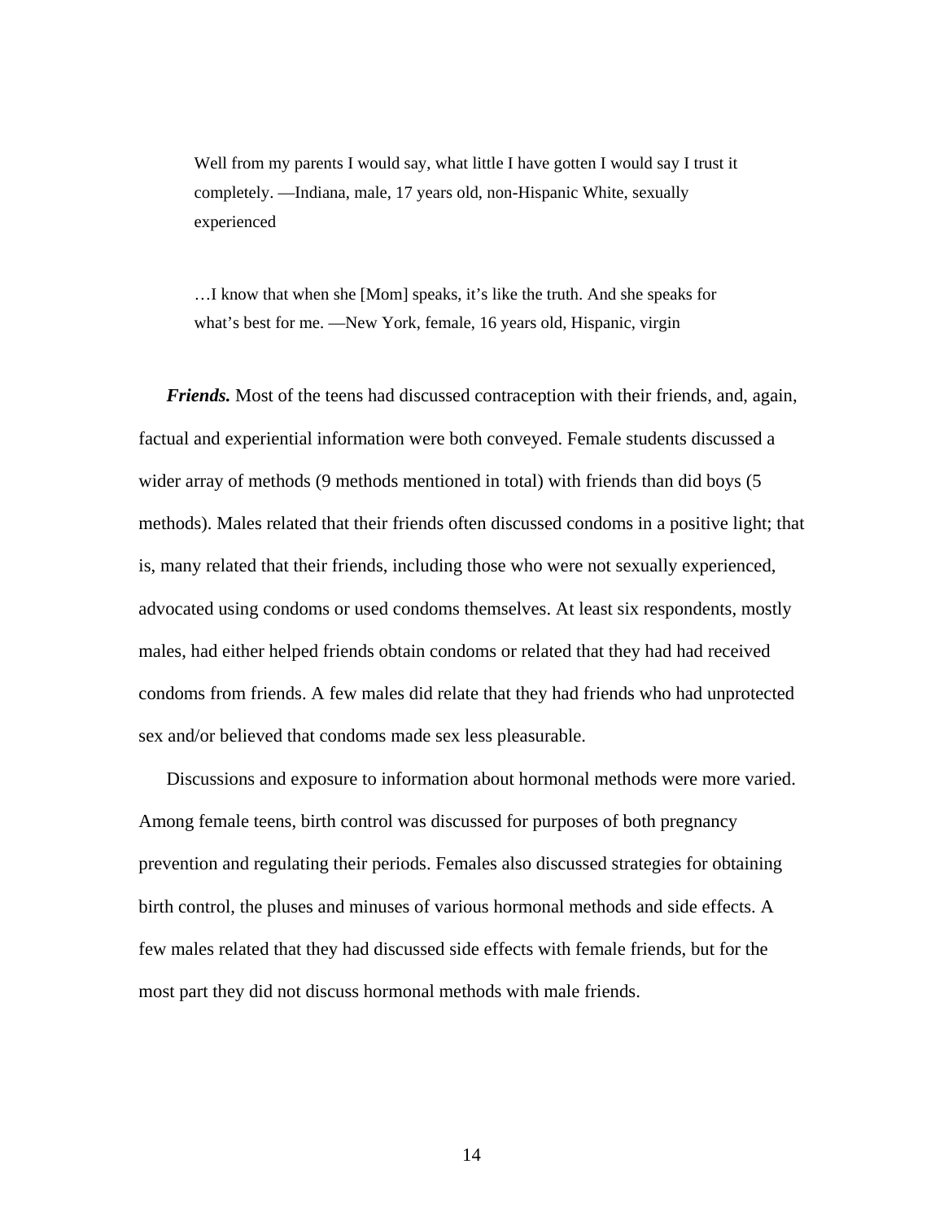> Well from my parents I would say, what little I have gotten I would say I trust it completely. —Indiana, male, 17 years old, non-Hispanic White, sexually experienced

> …I know that when she [Mom] speaks, it's like the truth. And she speaks for what's best for me. —New York, female, 16 years old, Hispanic, virgin

***Friends.*** Most of the teens had discussed contraception with their friends, and, again, factual and experiential information were both conveyed. Female students discussed a wider array of methods (9 methods mentioned in total) with friends than did boys (5 methods). Males related that their friends often discussed condoms in a positive light; that is, many related that their friends, including those who were not sexually experienced, advocated using condoms or used condoms themselves. At least six respondents, mostly males, had either helped friends obtain condoms or related that they had had received condoms from friends. A few males did relate that they had friends who had unprotected sex and/or believed that condoms made sex less pleasurable.

Discussions and exposure to information about hormonal methods were more varied. Among female teens, birth control was discussed for purposes of both pregnancy prevention and regulating their periods. Females also discussed strategies for obtaining birth control, the pluses and minuses of various hormonal methods and side effects. A few males related that they had discussed side effects with female friends, but for the most part they did not discuss hormonal methods with male friends.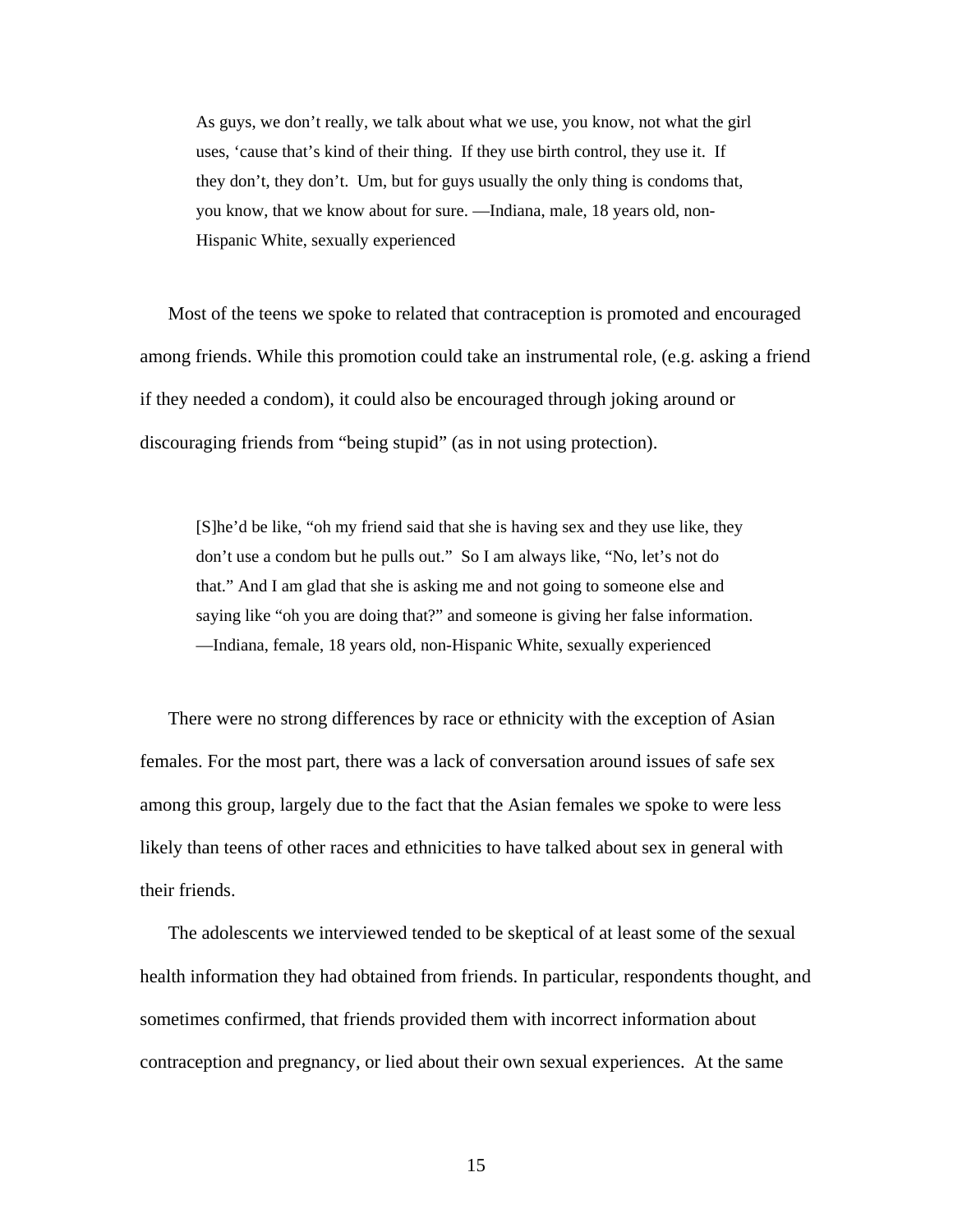> As guys, we don't really, we talk about what we use, you know, not what the girl uses, 'cause that's kind of their thing. If they use birth control, they use it. If they don't, they don't. Um, but for guys usually the only thing is condoms that, you know, that we know about for sure. —Indiana, male, 18 years old, non-Hispanic White, sexually experienced

Most of the teens we spoke to related that contraception is promoted and encouraged among friends. While this promotion could take an instrumental role, (e.g. asking a friend if they needed a condom), it could also be encouraged through joking around or discouraging friends from "being stupid" (as in not using protection).

> [S]he'd be like, "oh my friend said that she is having sex and they use like, they don't use a condom but he pulls out." So I am always like, "No, let's not do that." And I am glad that she is asking me and not going to someone else and saying like "oh you are doing that?" and someone is giving her false information. —Indiana, female, 18 years old, non-Hispanic White, sexually experienced

There were no strong differences by race or ethnicity with the exception of Asian females. For the most part, there was a lack of conversation around issues of safe sex among this group, largely due to the fact that the Asian females we spoke to were less likely than teens of other races and ethnicities to have talked about sex in general with their friends.

The adolescents we interviewed tended to be skeptical of at least some of the sexual health information they had obtained from friends. In particular, respondents thought, and sometimes confirmed, that friends provided them with incorrect information about contraception and pregnancy, or lied about their own sexual experiences. At the same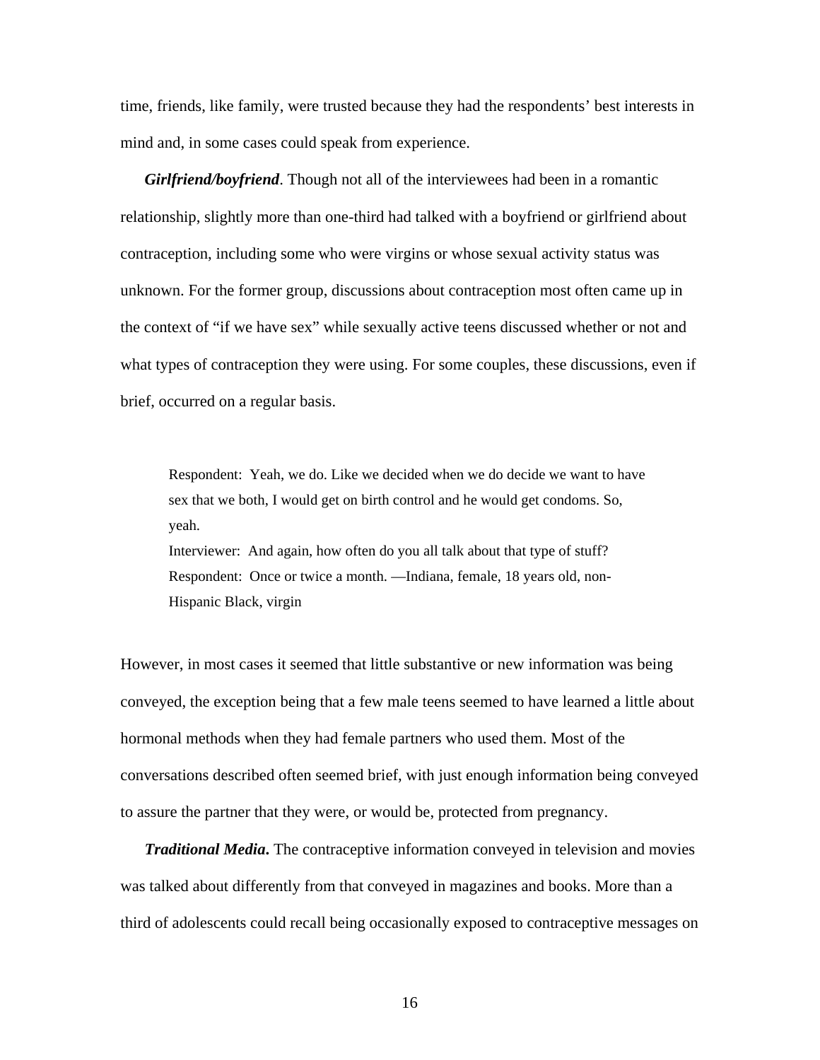time, friends, like family, were trusted because they had the respondents' best interests in mind and, in some cases could speak from experience.

***Girlfriend/boyfriend***. Though not all of the interviewees had been in a romantic relationship, slightly more than one-third had talked with a boyfriend or girlfriend about contraception, including some who were virgins or whose sexual activity status was unknown. For the former group, discussions about contraception most often came up in the context of "if we have sex" while sexually active teens discussed whether or not and what types of contraception they were using. For some couples, these discussions, even if brief, occurred on a regular basis.

> Respondent: Yeah, we do. Like we decided when we do decide we want to have sex that we both, I would get on birth control and he would get condoms. So, yeah.
> Interviewer: And again, how often do you all talk about that type of stuff?
> Respondent: Once or twice a month. —Indiana, female, 18 years old, non-Hispanic Black, virgin

However, in most cases it seemed that little substantive or new information was being conveyed, the exception being that a few male teens seemed to have learned a little about hormonal methods when they had female partners who used them. Most of the conversations described often seemed brief, with just enough information being conveyed to assure the partner that they were, or would be, protected from pregnancy.

***Traditional Media.*** The contraceptive information conveyed in television and movies was talked about differently from that conveyed in magazines and books. More than a third of adolescents could recall being occasionally exposed to contraceptive messages on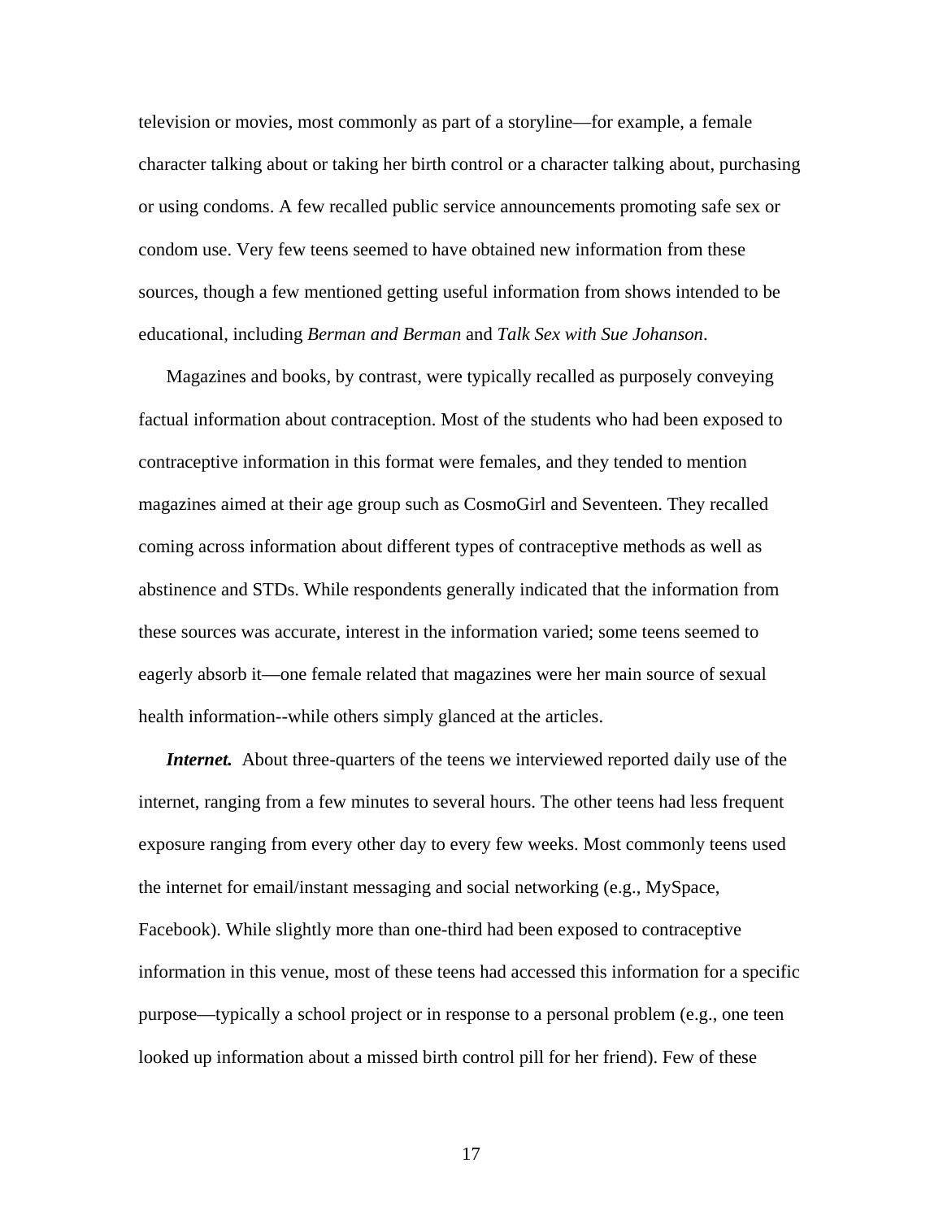television or movies, most commonly as part of a storyline—for example, a female character talking about or taking her birth control or a character talking about, purchasing or using condoms. A few recalled public service announcements promoting safe sex or condom use. Very few teens seemed to have obtained new information from these sources, though a few mentioned getting useful information from shows intended to be educational, including *Berman and Berman* and *Talk Sex with Sue Johanson*.

Magazines and books, by contrast, were typically recalled as purposely conveying factual information about contraception. Most of the students who had been exposed to contraceptive information in this format were females, and they tended to mention magazines aimed at their age group such as CosmoGirl and Seventeen. They recalled coming across information about different types of contraceptive methods as well as abstinence and STDs. While respondents generally indicated that the information from these sources was accurate, interest in the information varied; some teens seemed to eagerly absorb it—one female related that magazines were her main source of sexual health information--while others simply glanced at the articles.

***Internet.*** About three-quarters of the teens we interviewed reported daily use of the internet, ranging from a few minutes to several hours. The other teens had less frequent exposure ranging from every other day to every few weeks. Most commonly teens used the internet for email/instant messaging and social networking (e.g., MySpace, Facebook). While slightly more than one-third had been exposed to contraceptive information in this venue, most of these teens had accessed this information for a specific purpose—typically a school project or in response to a personal problem (e.g., one teen looked up information about a missed birth control pill for her friend). Few of these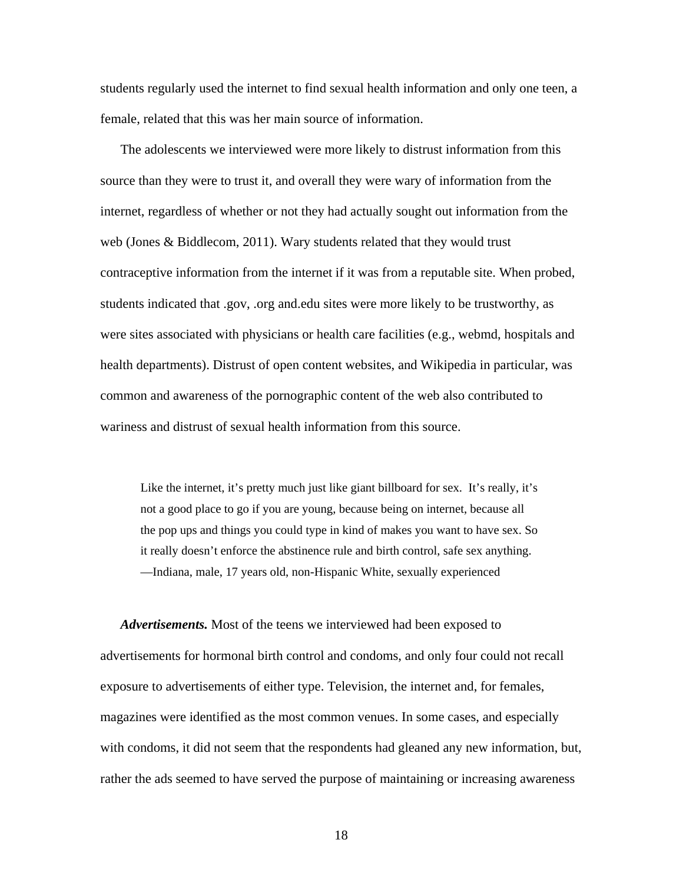students regularly used the internet to find sexual health information and only one teen, a female, related that this was her main source of information.

The adolescents we interviewed were more likely to distrust information from this source than they were to trust it, and overall they were wary of information from the internet, regardless of whether or not they had actually sought out information from the web (Jones & Biddlecom, 2011). Wary students related that they would trust contraceptive information from the internet if it was from a reputable site. When probed, students indicated that .gov, .org and.edu sites were more likely to be trustworthy, as were sites associated with physicians or health care facilities (e.g., webmd, hospitals and health departments). Distrust of open content websites, and Wikipedia in particular, was common and awareness of the pornographic content of the web also contributed to wariness and distrust of sexual health information from this source.

> Like the internet, it's pretty much just like giant billboard for sex. It's really, it's not a good place to go if you are young, because being on internet, because all the pop ups and things you could type in kind of makes you want to have sex. So it really doesn't enforce the abstinence rule and birth control, safe sex anything. —Indiana, male, 17 years old, non-Hispanic White, sexually experienced

***Advertisements.*** Most of the teens we interviewed had been exposed to advertisements for hormonal birth control and condoms, and only four could not recall exposure to advertisements of either type. Television, the internet and, for females, magazines were identified as the most common venues. In some cases, and especially with condoms, it did not seem that the respondents had gleaned any new information, but, rather the ads seemed to have served the purpose of maintaining or increasing awareness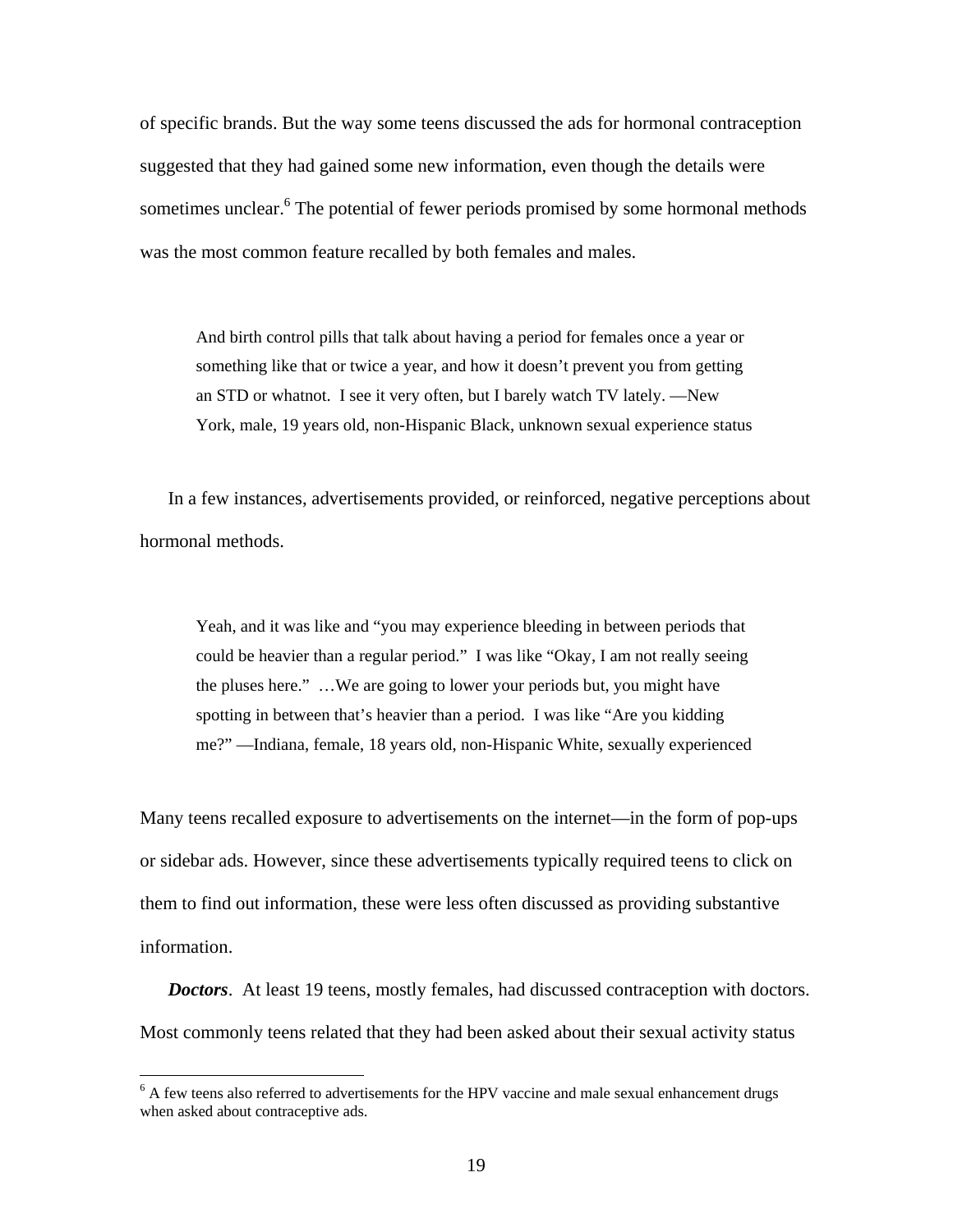of specific brands. But the way some teens discussed the ads for hormonal contraception suggested that they had gained some new information, even though the details were sometimes unclear.[6] The potential of fewer periods promised by some hormonal methods was the most common feature recalled by both females and males.

> And birth control pills that talk about having a period for females once a year or something like that or twice a year, and how it doesn't prevent you from getting an STD or whatnot. I see it very often, but I barely watch TV lately. —New York, male, 19 years old, non-Hispanic Black, unknown sexual experience status

In a few instances, advertisements provided, or reinforced, negative perceptions about hormonal methods.

> Yeah, and it was like and "you may experience bleeding in between periods that could be heavier than a regular period." I was like "Okay, I am not really seeing the pluses here." …We are going to lower your periods but, you might have spotting in between that's heavier than a period. I was like "Are you kidding me?" —Indiana, female, 18 years old, non-Hispanic White, sexually experienced

Many teens recalled exposure to advertisements on the internet—in the form of pop-ups or sidebar ads. However, since these advertisements typically required teens to click on them to find out information, these were less often discussed as providing substantive information.

***Doctors***. At least 19 teens, mostly females, had discussed contraception with doctors. Most commonly teens related that they had been asked about their sexual activity status

---

[6] A few teens also referred to advertisements for the HPV vaccine and male sexual enhancement drugs when asked about contraceptive ads.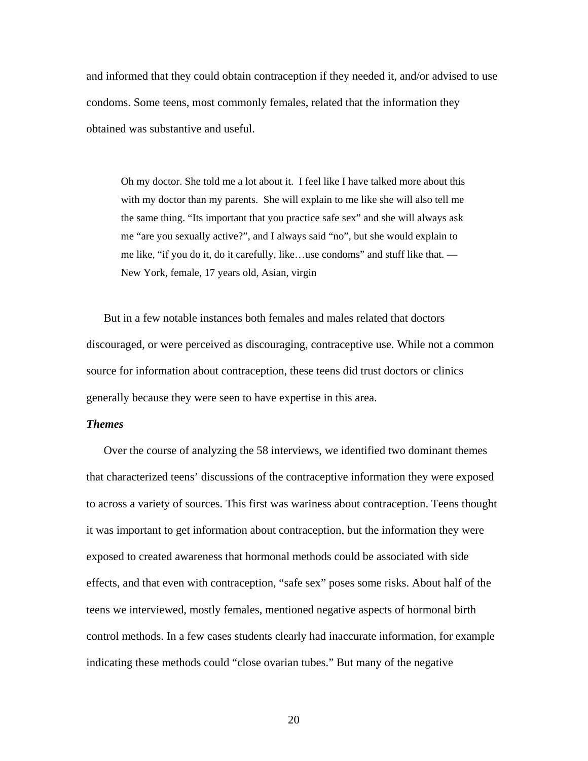and informed that they could obtain contraception if they needed it, and/or advised to use condoms. Some teens, most commonly females, related that the information they obtained was substantive and useful.

> Oh my doctor. She told me a lot about it.  I feel like I have talked more about this with my doctor than my parents.  She will explain to me like she will also tell me the same thing. "Its important that you practice safe sex" and she will always ask me "are you sexually active?", and I always said "no", but she would explain to me like, "if you do it, do it carefully, like…use condoms" and stuff like that. —New York, female, 17 years old, Asian, virgin

But in a few notable instances both females and males related that doctors discouraged, or were perceived as discouraging, contraceptive use. While not a common source for information about contraception, these teens did trust doctors or clinics generally because they were seen to have expertise in this area.

***Themes***

Over the course of analyzing the 58 interviews, we identified two dominant themes that characterized teens' discussions of the contraceptive information they were exposed to across a variety of sources. This first was wariness about contraception. Teens thought it was important to get information about contraception, but the information they were exposed to created awareness that hormonal methods could be associated with side effects, and that even with contraception, "safe sex" poses some risks. About half of the teens we interviewed, mostly females, mentioned negative aspects of hormonal birth control methods. In a few cases students clearly had inaccurate information, for example indicating these methods could "close ovarian tubes." But many of the negative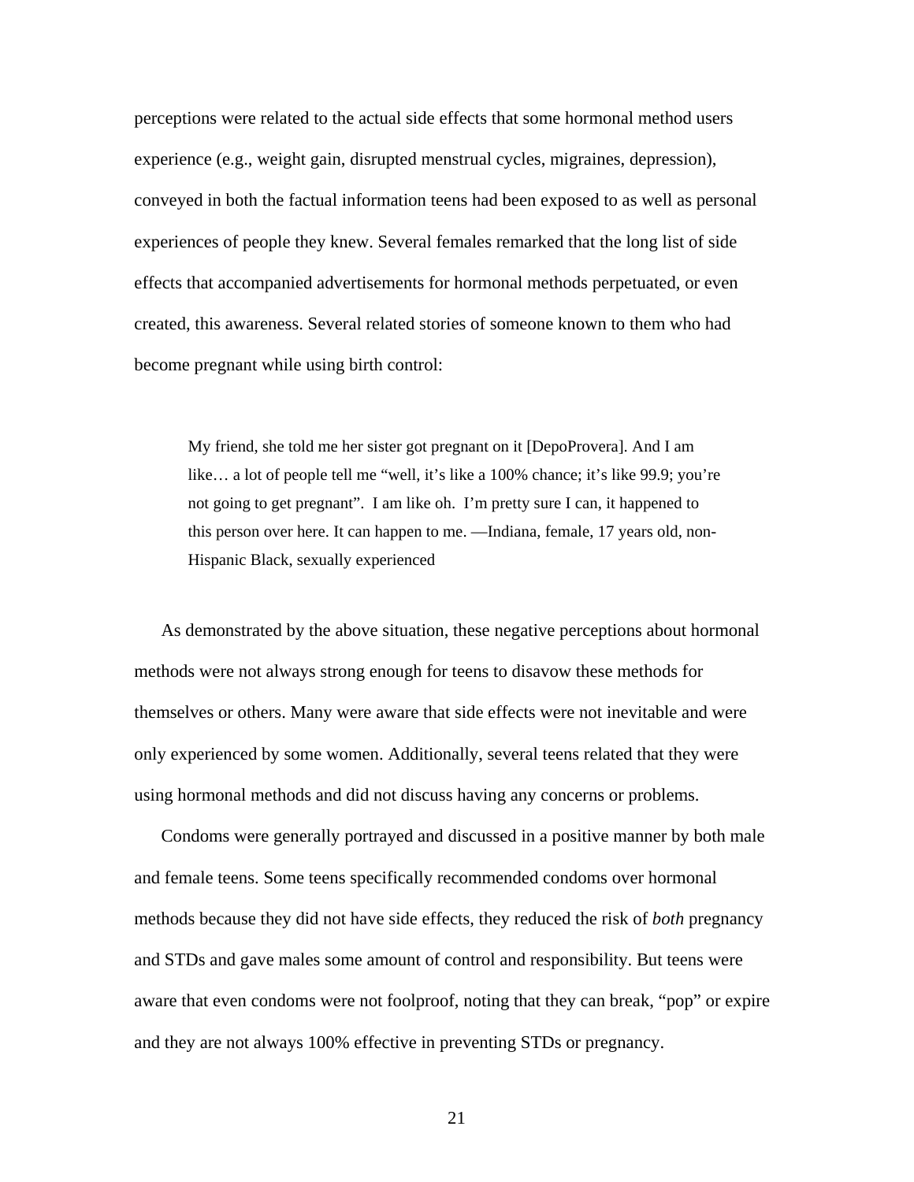perceptions were related to the actual side effects that some hormonal method users experience (e.g., weight gain, disrupted menstrual cycles, migraines, depression), conveyed in both the factual information teens had been exposed to as well as personal experiences of people they knew. Several females remarked that the long list of side effects that accompanied advertisements for hormonal methods perpetuated, or even created, this awareness. Several related stories of someone known to them who had become pregnant while using birth control:

> My friend, she told me her sister got pregnant on it [DepoProvera]. And I am like… a lot of people tell me "well, it's like a 100% chance; it's like 99.9; you're not going to get pregnant". I am like oh. I'm pretty sure I can, it happened to this person over here. It can happen to me. —Indiana, female, 17 years old, non-Hispanic Black, sexually experienced

As demonstrated by the above situation, these negative perceptions about hormonal methods were not always strong enough for teens to disavow these methods for themselves or others. Many were aware that side effects were not inevitable and were only experienced by some women. Additionally, several teens related that they were using hormonal methods and did not discuss having any concerns or problems.

Condoms were generally portrayed and discussed in a positive manner by both male and female teens. Some teens specifically recommended condoms over hormonal methods because they did not have side effects, they reduced the risk of *both* pregnancy and STDs and gave males some amount of control and responsibility. But teens were aware that even condoms were not foolproof, noting that they can break, "pop" or expire and they are not always 100% effective in preventing STDs or pregnancy.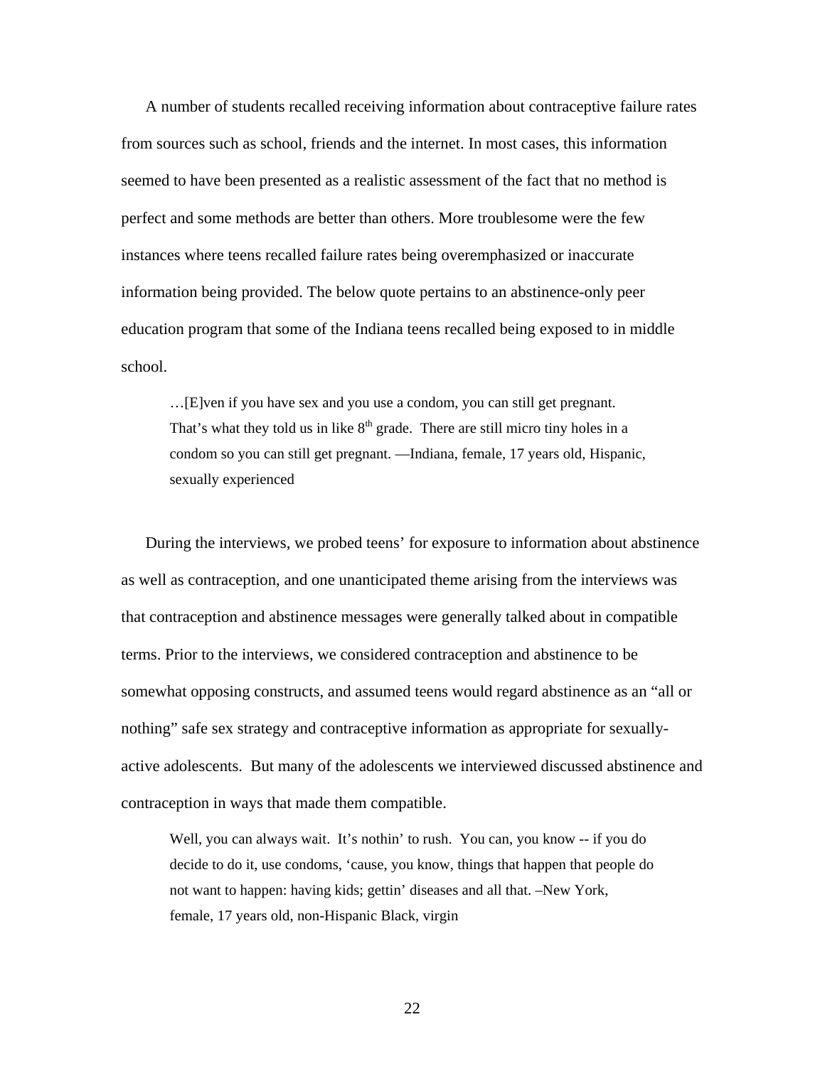A number of students recalled receiving information about contraceptive failure rates from sources such as school, friends and the internet. In most cases, this information seemed to have been presented as a realistic assessment of the fact that no method is perfect and some methods are better than others. More troublesome were the few instances where teens recalled failure rates being overemphasized or inaccurate information being provided. The below quote pertains to an abstinence-only peer education program that some of the Indiana teens recalled being exposed to in middle school.

> …[E]ven if you have sex and you use a condom, you can still get pregnant. That's what they told us in like 8th grade. There are still micro tiny holes in a condom so you can still get pregnant. —Indiana, female, 17 years old, Hispanic, sexually experienced

During the interviews, we probed teens' for exposure to information about abstinence as well as contraception, and one unanticipated theme arising from the interviews was that contraception and abstinence messages were generally talked about in compatible terms. Prior to the interviews, we considered contraception and abstinence to be somewhat opposing constructs, and assumed teens would regard abstinence as an "all or nothing" safe sex strategy and contraceptive information as appropriate for sexually-active adolescents. But many of the adolescents we interviewed discussed abstinence and contraception in ways that made them compatible.

> Well, you can always wait. It's nothin' to rush. You can, you know -- if you do decide to do it, use condoms, 'cause, you know, things that happen that people do not want to happen: having kids; gettin' diseases and all that. –New York, female, 17 years old, non-Hispanic Black, virgin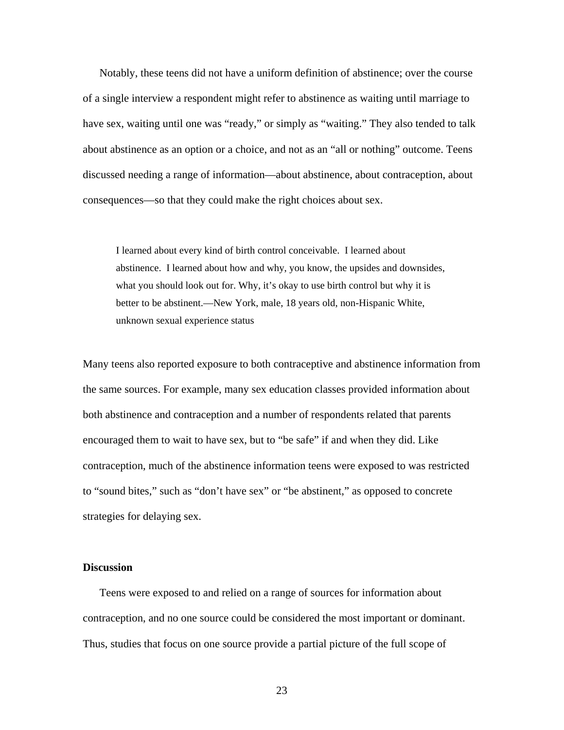Notably, these teens did not have a uniform definition of abstinence; over the course of a single interview a respondent might refer to abstinence as waiting until marriage to have sex, waiting until one was "ready," or simply as "waiting." They also tended to talk about abstinence as an option or a choice, and not as an "all or nothing" outcome. Teens discussed needing a range of information—about abstinence, about contraception, about consequences—so that they could make the right choices about sex.

> I learned about every kind of birth control conceivable. I learned about abstinence. I learned about how and why, you know, the upsides and downsides, what you should look out for. Why, it's okay to use birth control but why it is better to be abstinent.—New York, male, 18 years old, non-Hispanic White, unknown sexual experience status

Many teens also reported exposure to both contraceptive and abstinence information from the same sources. For example, many sex education classes provided information about both abstinence and contraception and a number of respondents related that parents encouraged them to wait to have sex, but to "be safe" if and when they did. Like contraception, much of the abstinence information teens were exposed to was restricted to "sound bites," such as "don't have sex" or "be abstinent," as opposed to concrete strategies for delaying sex.

**Discussion**

Teens were exposed to and relied on a range of sources for information about contraception, and no one source could be considered the most important or dominant. Thus, studies that focus on one source provide a partial picture of the full scope of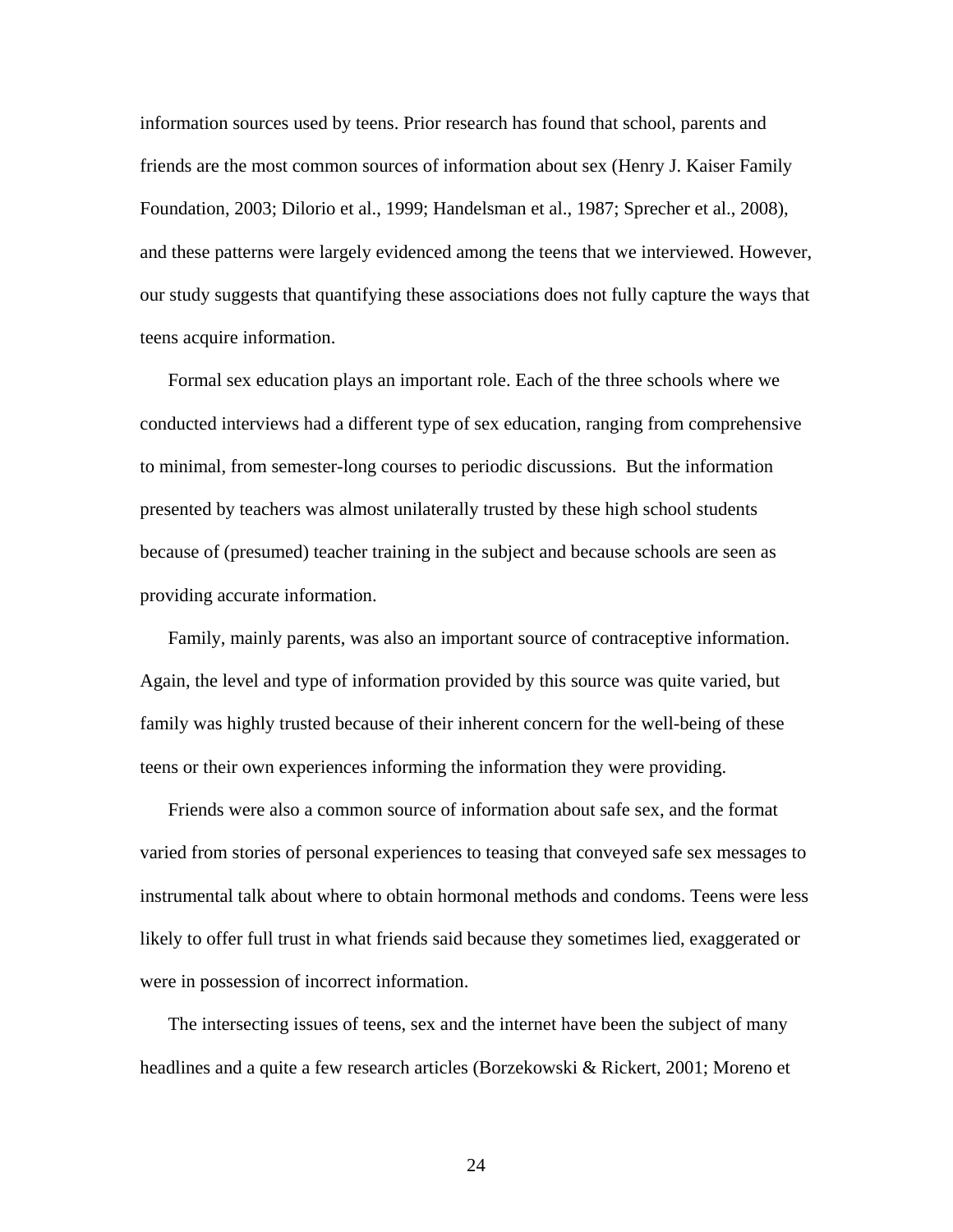information sources used by teens. Prior research has found that school, parents and friends are the most common sources of information about sex (Henry J. Kaiser Family Foundation, 2003; Dilorio et al., 1999; Handelsman et al., 1987; Sprecher et al., 2008), and these patterns were largely evidenced among the teens that we interviewed. However, our study suggests that quantifying these associations does not fully capture the ways that teens acquire information.

Formal sex education plays an important role. Each of the three schools where we conducted interviews had a different type of sex education, ranging from comprehensive to minimal, from semester-long courses to periodic discussions. But the information presented by teachers was almost unilaterally trusted by these high school students because of (presumed) teacher training in the subject and because schools are seen as providing accurate information.

Family, mainly parents, was also an important source of contraceptive information. Again, the level and type of information provided by this source was quite varied, but family was highly trusted because of their inherent concern for the well-being of these teens or their own experiences informing the information they were providing.

Friends were also a common source of information about safe sex, and the format varied from stories of personal experiences to teasing that conveyed safe sex messages to instrumental talk about where to obtain hormonal methods and condoms. Teens were less likely to offer full trust in what friends said because they sometimes lied, exaggerated or were in possession of incorrect information.

The intersecting issues of teens, sex and the internet have been the subject of many headlines and a quite a few research articles (Borzekowski & Rickert, 2001; Moreno et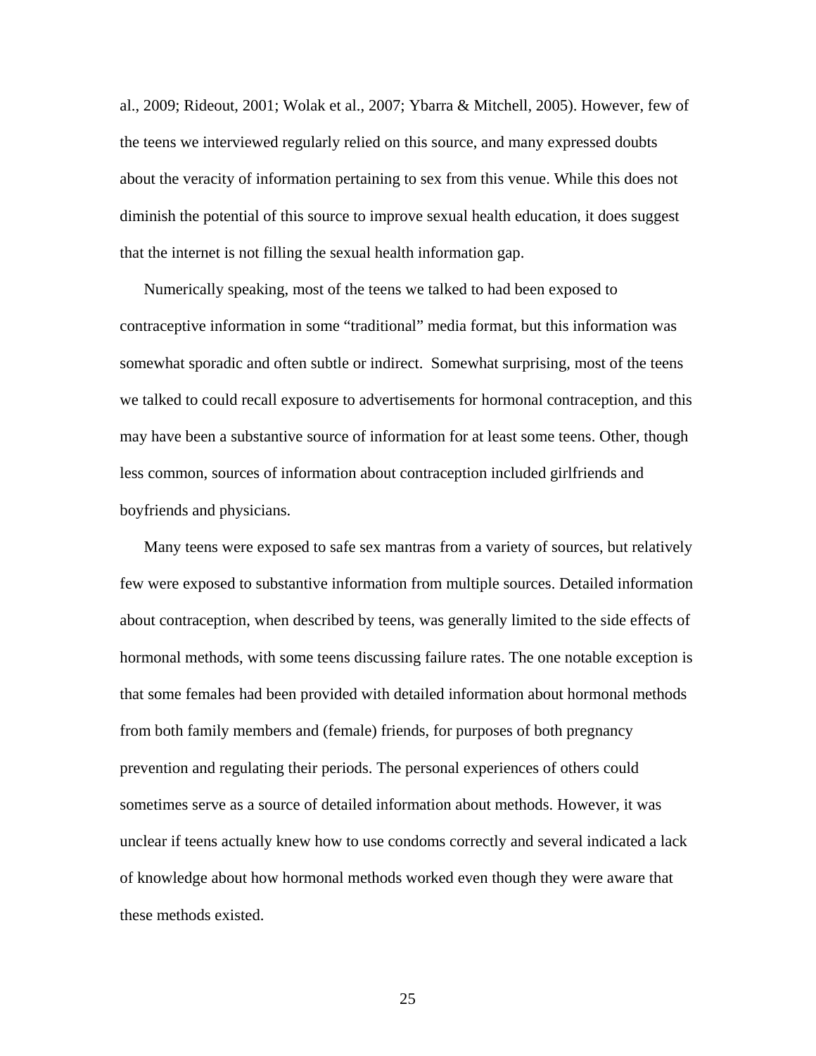al., 2009; Rideout, 2001; Wolak et al., 2007; Ybarra & Mitchell, 2005). However, few of the teens we interviewed regularly relied on this source, and many expressed doubts about the veracity of information pertaining to sex from this venue. While this does not diminish the potential of this source to improve sexual health education, it does suggest that the internet is not filling the sexual health information gap.

Numerically speaking, most of the teens we talked to had been exposed to contraceptive information in some "traditional" media format, but this information was somewhat sporadic and often subtle or indirect. Somewhat surprising, most of the teens we talked to could recall exposure to advertisements for hormonal contraception, and this may have been a substantive source of information for at least some teens. Other, though less common, sources of information about contraception included girlfriends and boyfriends and physicians.

Many teens were exposed to safe sex mantras from a variety of sources, but relatively few were exposed to substantive information from multiple sources. Detailed information about contraception, when described by teens, was generally limited to the side effects of hormonal methods, with some teens discussing failure rates. The one notable exception is that some females had been provided with detailed information about hormonal methods from both family members and (female) friends, for purposes of both pregnancy prevention and regulating their periods. The personal experiences of others could sometimes serve as a source of detailed information about methods. However, it was unclear if teens actually knew how to use condoms correctly and several indicated a lack of knowledge about how hormonal methods worked even though they were aware that these methods existed.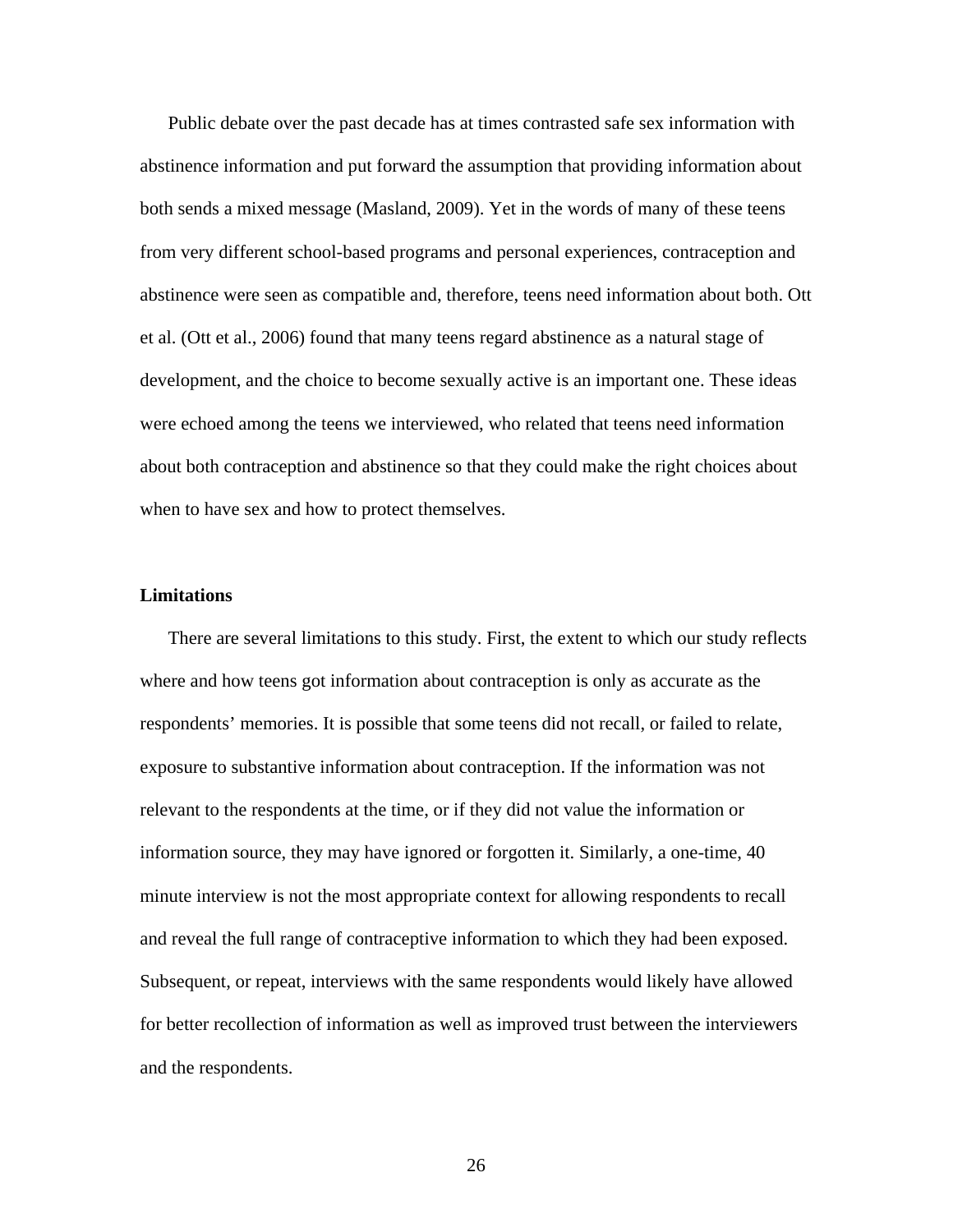Public debate over the past decade has at times contrasted safe sex information with abstinence information and put forward the assumption that providing information about both sends a mixed message (Masland, 2009). Yet in the words of many of these teens from very different school-based programs and personal experiences, contraception and abstinence were seen as compatible and, therefore, teens need information about both. Ott et al. (Ott et al., 2006) found that many teens regard abstinence as a natural stage of development, and the choice to become sexually active is an important one. These ideas were echoed among the teens we interviewed, who related that teens need information about both contraception and abstinence so that they could make the right choices about when to have sex and how to protect themselves.

**Limitations**

There are several limitations to this study. First, the extent to which our study reflects where and how teens got information about contraception is only as accurate as the respondents' memories. It is possible that some teens did not recall, or failed to relate, exposure to substantive information about contraception. If the information was not relevant to the respondents at the time, or if they did not value the information or information source, they may have ignored or forgotten it. Similarly, a one-time, 40 minute interview is not the most appropriate context for allowing respondents to recall and reveal the full range of contraceptive information to which they had been exposed. Subsequent, or repeat, interviews with the same respondents would likely have allowed for better recollection of information as well as improved trust between the interviewers and the respondents.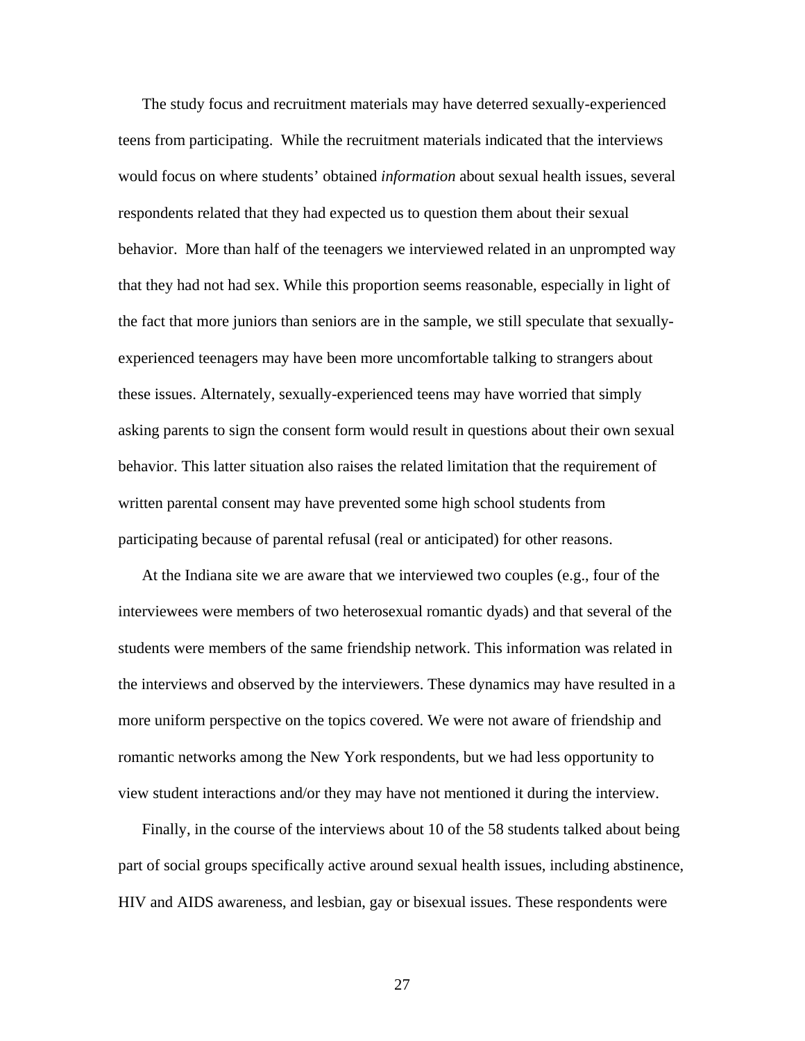The study focus and recruitment materials may have deterred sexually-experienced teens from participating. While the recruitment materials indicated that the interviews would focus on where students' obtained *information* about sexual health issues, several respondents related that they had expected us to question them about their sexual behavior. More than half of the teenagers we interviewed related in an unprompted way that they had not had sex. While this proportion seems reasonable, especially in light of the fact that more juniors than seniors are in the sample, we still speculate that sexually-experienced teenagers may have been more uncomfortable talking to strangers about these issues. Alternately, sexually-experienced teens may have worried that simply asking parents to sign the consent form would result in questions about their own sexual behavior. This latter situation also raises the related limitation that the requirement of written parental consent may have prevented some high school students from participating because of parental refusal (real or anticipated) for other reasons.

At the Indiana site we are aware that we interviewed two couples (e.g., four of the interviewees were members of two heterosexual romantic dyads) and that several of the students were members of the same friendship network. This information was related in the interviews and observed by the interviewers. These dynamics may have resulted in a more uniform perspective on the topics covered. We were not aware of friendship and romantic networks among the New York respondents, but we had less opportunity to view student interactions and/or they may have not mentioned it during the interview.

Finally, in the course of the interviews about 10 of the 58 students talked about being part of social groups specifically active around sexual health issues, including abstinence, HIV and AIDS awareness, and lesbian, gay or bisexual issues. These respondents were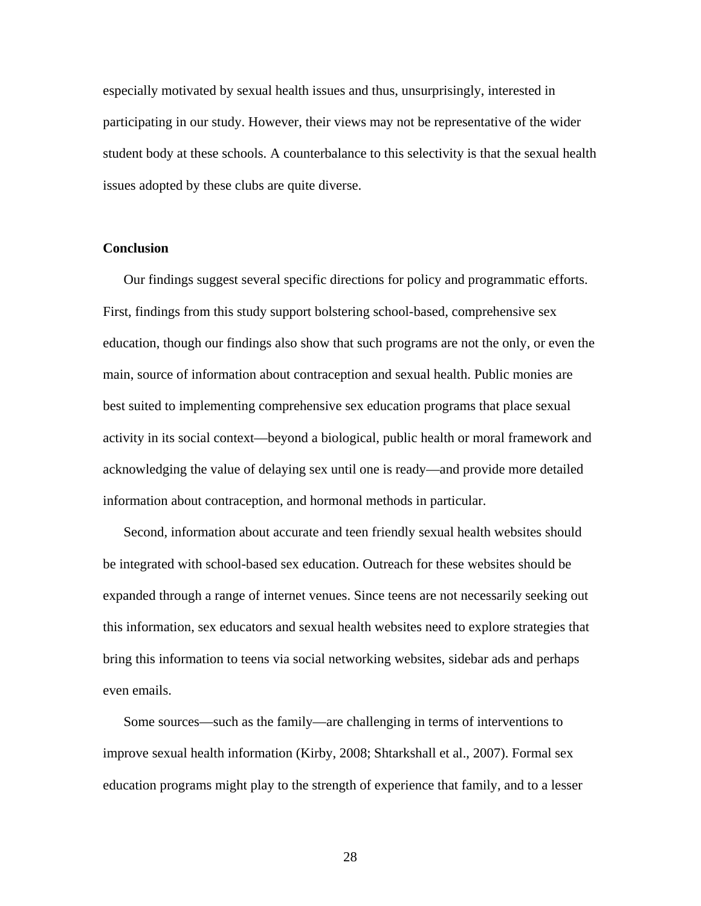especially motivated by sexual health issues and thus, unsurprisingly, interested in participating in our study. However, their views may not be representative of the wider student body at these schools. A counterbalance to this selectivity is that the sexual health issues adopted by these clubs are quite diverse.

## Conclusion

Our findings suggest several specific directions for policy and programmatic efforts. First, findings from this study support bolstering school-based, comprehensive sex education, though our findings also show that such programs are not the only, or even the main, source of information about contraception and sexual health. Public monies are best suited to implementing comprehensive sex education programs that place sexual activity in its social context—beyond a biological, public health or moral framework and acknowledging the value of delaying sex until one is ready—and provide more detailed information about contraception, and hormonal methods in particular.

Second, information about accurate and teen friendly sexual health websites should be integrated with school-based sex education. Outreach for these websites should be expanded through a range of internet venues. Since teens are not necessarily seeking out this information, sex educators and sexual health websites need to explore strategies that bring this information to teens via social networking websites, sidebar ads and perhaps even emails.

Some sources—such as the family—are challenging in terms of interventions to improve sexual health information (Kirby, 2008; Shtarkshall et al., 2007). Formal sex education programs might play to the strength of experience that family, and to a lesser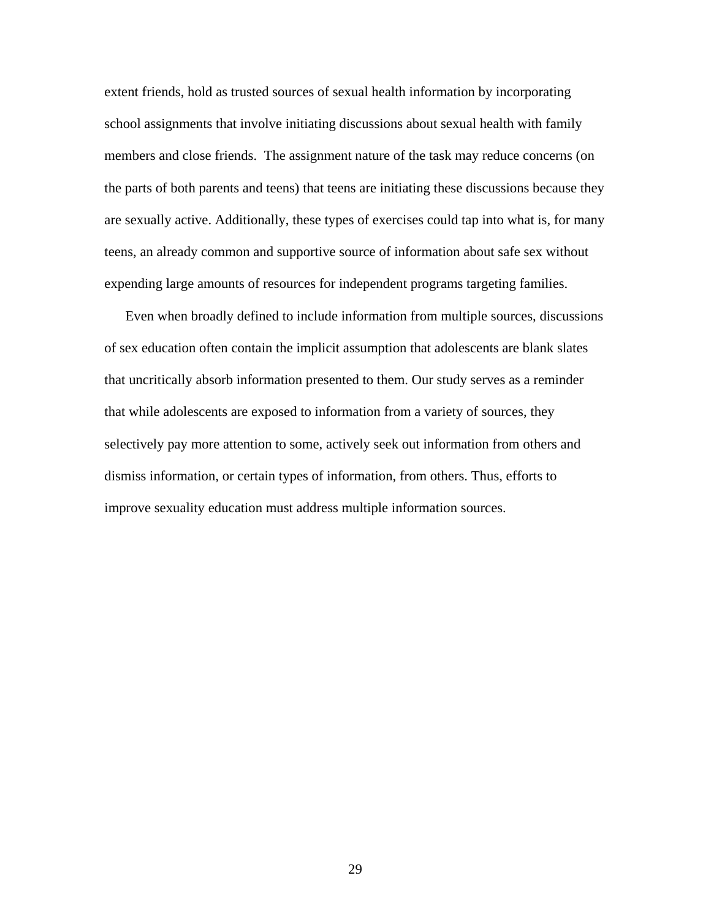extent friends, hold as trusted sources of sexual health information by incorporating school assignments that involve initiating discussions about sexual health with family members and close friends.  The assignment nature of the task may reduce concerns (on the parts of both parents and teens) that teens are initiating these discussions because they are sexually active. Additionally, these types of exercises could tap into what is, for many teens, an already common and supportive source of information about safe sex without expending large amounts of resources for independent programs targeting families.

Even when broadly defined to include information from multiple sources, discussions of sex education often contain the implicit assumption that adolescents are blank slates that uncritically absorb information presented to them. Our study serves as a reminder that while adolescents are exposed to information from a variety of sources, they selectively pay more attention to some, actively seek out information from others and dismiss information, or certain types of information, from others. Thus, efforts to improve sexuality education must address multiple information sources.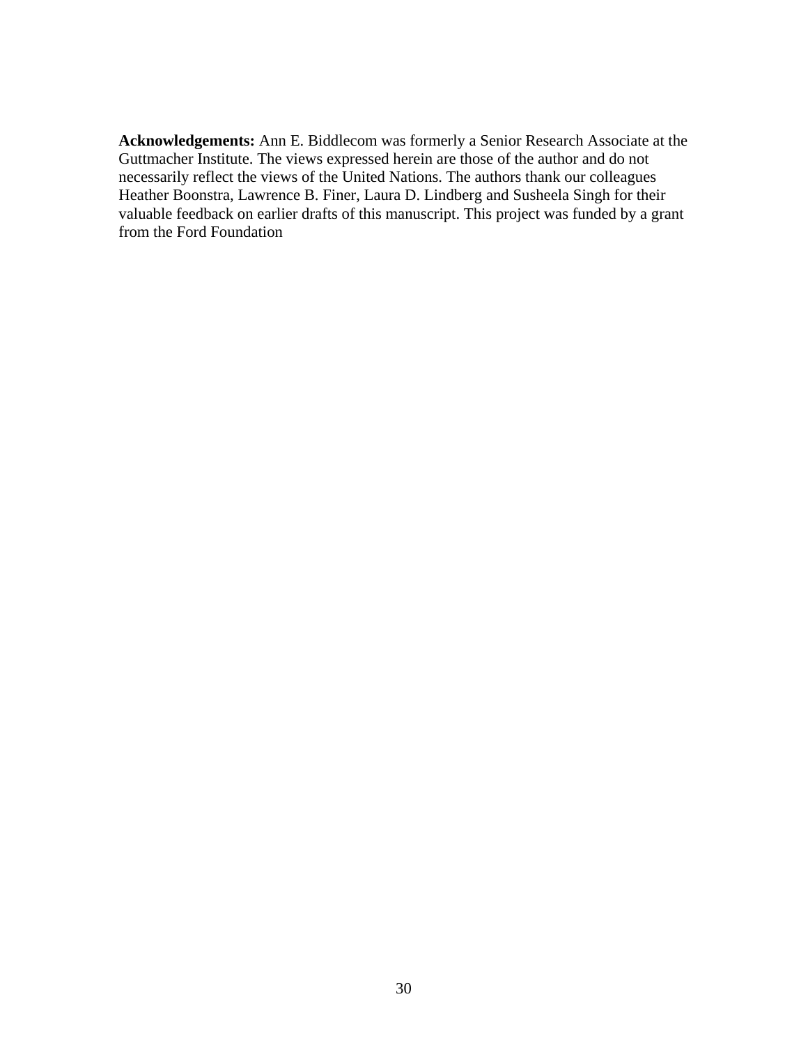**Acknowledgements:** Ann E. Biddlecom was formerly a Senior Research Associate at the Guttmacher Institute. The views expressed herein are those of the author and do not necessarily reflect the views of the United Nations. The authors thank our colleagues Heather Boonstra, Lawrence B. Finer, Laura D. Lindberg and Susheela Singh for their valuable feedback on earlier drafts of this manuscript. This project was funded by a grant from the Ford Foundation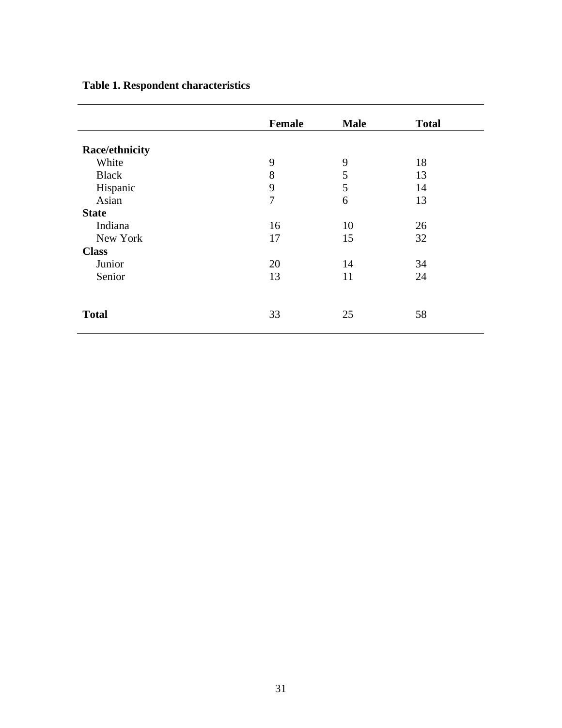**Table 1. Respondent characteristics**

| | Female | Male | Total |
|---|---|---|---|
| **Race/ethnicity** | | | |
| White | 9 | 9 | 18 |
| Black | 8 | 5 | 13 |
| Hispanic | 9 | 5 | 14 |
| Asian | 7 | 6 | 13 |
| **State** | | | |
| Indiana | 16 | 10 | 26 |
| New York | 17 | 15 | 32 |
| **Class** | | | |
| Junior | 20 | 14 | 34 |
| Senior | 13 | 11 | 24 |
| **Total** | 33 | 25 | 58 |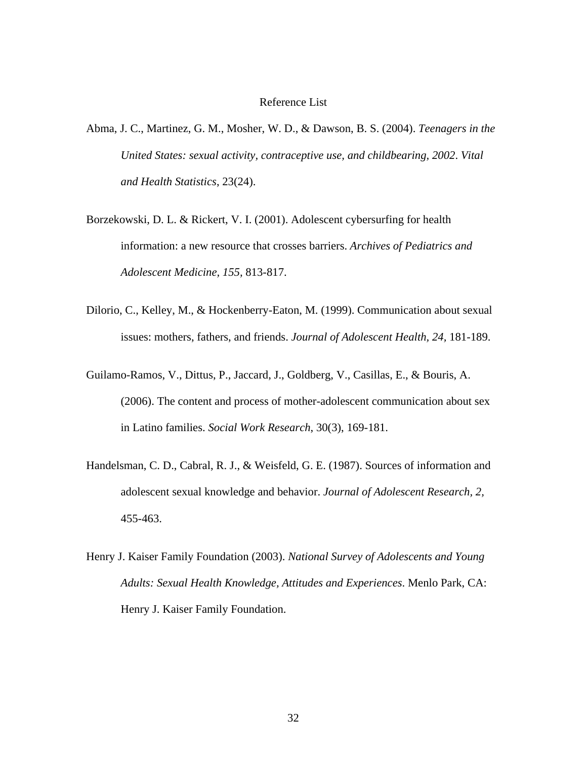# Reference List

Abma, J. C., Martinez, G. M., Mosher, W. D., & Dawson, B. S. (2004). *Teenagers in the United States: sexual activity, contraceptive use, and childbearing, 2002*. *Vital and Health Statistics*, 23(24).

Borzekowski, D. L. & Rickert, V. I. (2001). Adolescent cybersurfing for health information: a new resource that crosses barriers. *Archives of Pediatrics and Adolescent Medicine, 155,* 813-817.

Dilorio, C., Kelley, M., & Hockenberry-Eaton, M. (1999). Communication about sexual issues: mothers, fathers, and friends. *Journal of Adolescent Health, 24,* 181-189.

Guilamo-Ramos, V., Dittus, P., Jaccard, J., Goldberg, V., Casillas, E., & Bouris, A. (2006). The content and process of mother-adolescent communication about sex in Latino families. *Social Work Research*, 30(3), 169-181.

Handelsman, C. D., Cabral, R. J., & Weisfeld, G. E. (1987). Sources of information and adolescent sexual knowledge and behavior. *Journal of Adolescent Research, 2,* 455-463.

Henry J. Kaiser Family Foundation (2003). *National Survey of Adolescents and Young Adults: Sexual Health Knowledge, Attitudes and Experiences*. Menlo Park, CA: Henry J. Kaiser Family Foundation.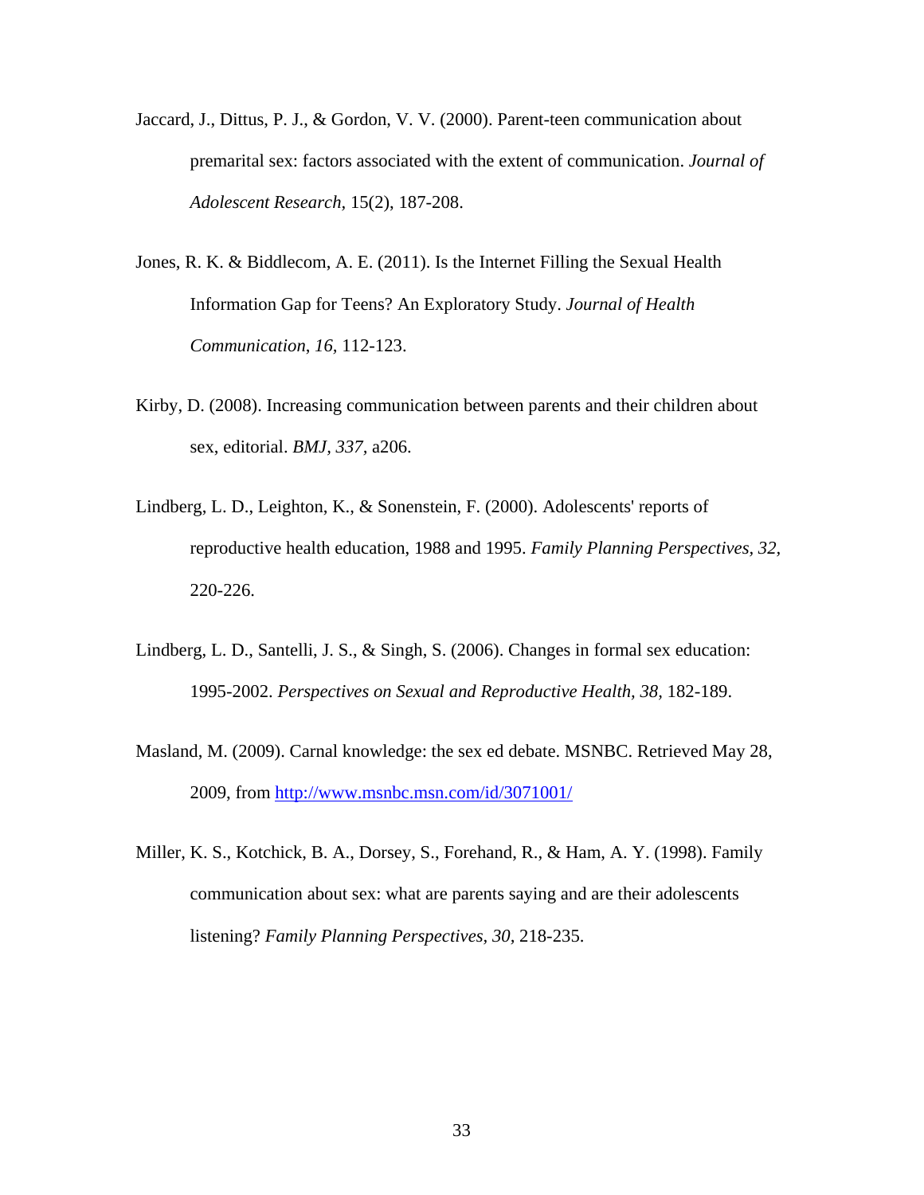Jaccard, J., Dittus, P. J., & Gordon, V. V. (2000). Parent-teen communication about premarital sex: factors associated with the extent of communication. *Journal of Adolescent Research*, 15(2), 187-208.

Jones, R. K. & Biddlecom, A. E. (2011). Is the Internet Filling the Sexual Health Information Gap for Teens? An Exploratory Study. *Journal of Health Communication*, *16,* 112-123.

Kirby, D. (2008). Increasing communication between parents and their children about sex, editorial. *BMJ, 337*, a206.

Lindberg, L. D., Leighton, K., & Sonenstein, F. (2000). Adolescents' reports of reproductive health education, 1988 and 1995. *Family Planning Perspectives*, *32,* 220-226.

Lindberg, L. D., Santelli, J. S., & Singh, S. (2006). Changes in formal sex education: 1995-2002. *Perspectives on Sexual and Reproductive Health, 38,* 182-189.

Masland, M. (2009). Carnal knowledge: the sex ed debate. MSNBC. Retrieved May 28, 2009, from http://www.msnbc.msn.com/id/3071001/

Miller, K. S., Kotchick, B. A., Dorsey, S., Forehand, R., & Ham, A. Y. (1998). Family communication about sex: what are parents saying and are their adolescents listening? *Family Planning Perspectives, 30,* 218-235.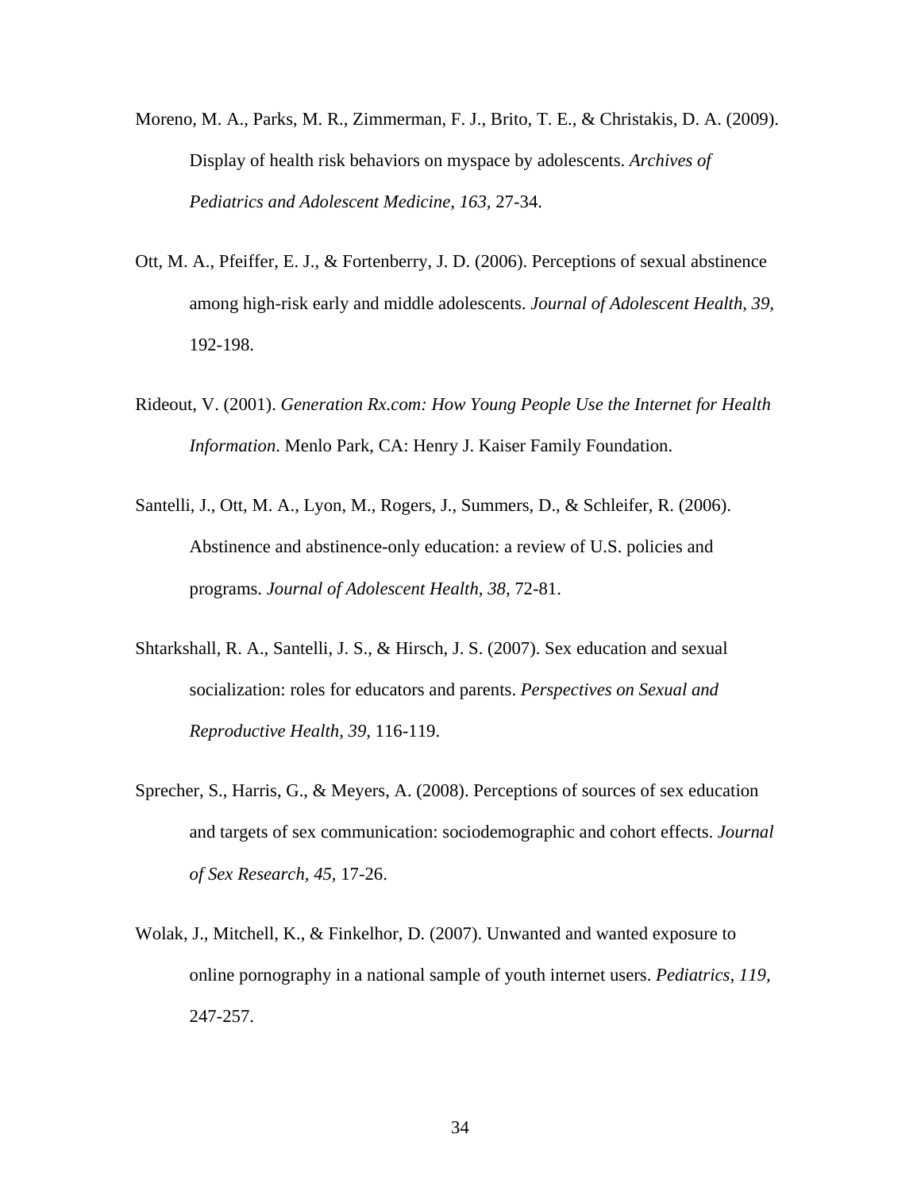Moreno, M. A., Parks, M. R., Zimmerman, F. J., Brito, T. E., & Christakis, D. A. (2009). Display of health risk behaviors on myspace by adolescents. *Archives of Pediatrics and Adolescent Medicine, 163,* 27-34.

Ott, M. A., Pfeiffer, E. J., & Fortenberry, J. D. (2006). Perceptions of sexual abstinence among high-risk early and middle adolescents. *Journal of Adolescent Health, 39,* 192-198.

Rideout, V. (2001). *Generation Rx.com: How Young People Use the Internet for Health Information*. Menlo Park, CA: Henry J. Kaiser Family Foundation.

Santelli, J., Ott, M. A., Lyon, M., Rogers, J., Summers, D., & Schleifer, R. (2006). Abstinence and abstinence-only education: a review of U.S. policies and programs. *Journal of Adolescent Health, 38,* 72-81.

Shtarkshall, R. A., Santelli, J. S., & Hirsch, J. S. (2007). Sex education and sexual socialization: roles for educators and parents. *Perspectives on Sexual and Reproductive Health, 39,* 116-119.

Sprecher, S., Harris, G., & Meyers, A. (2008). Perceptions of sources of sex education and targets of sex communication: sociodemographic and cohort effects. *Journal of Sex Research, 45,* 17-26.

Wolak, J., Mitchell, K., & Finkelhor, D. (2007). Unwanted and wanted exposure to online pornography in a national sample of youth internet users. *Pediatrics, 119,* 247-257.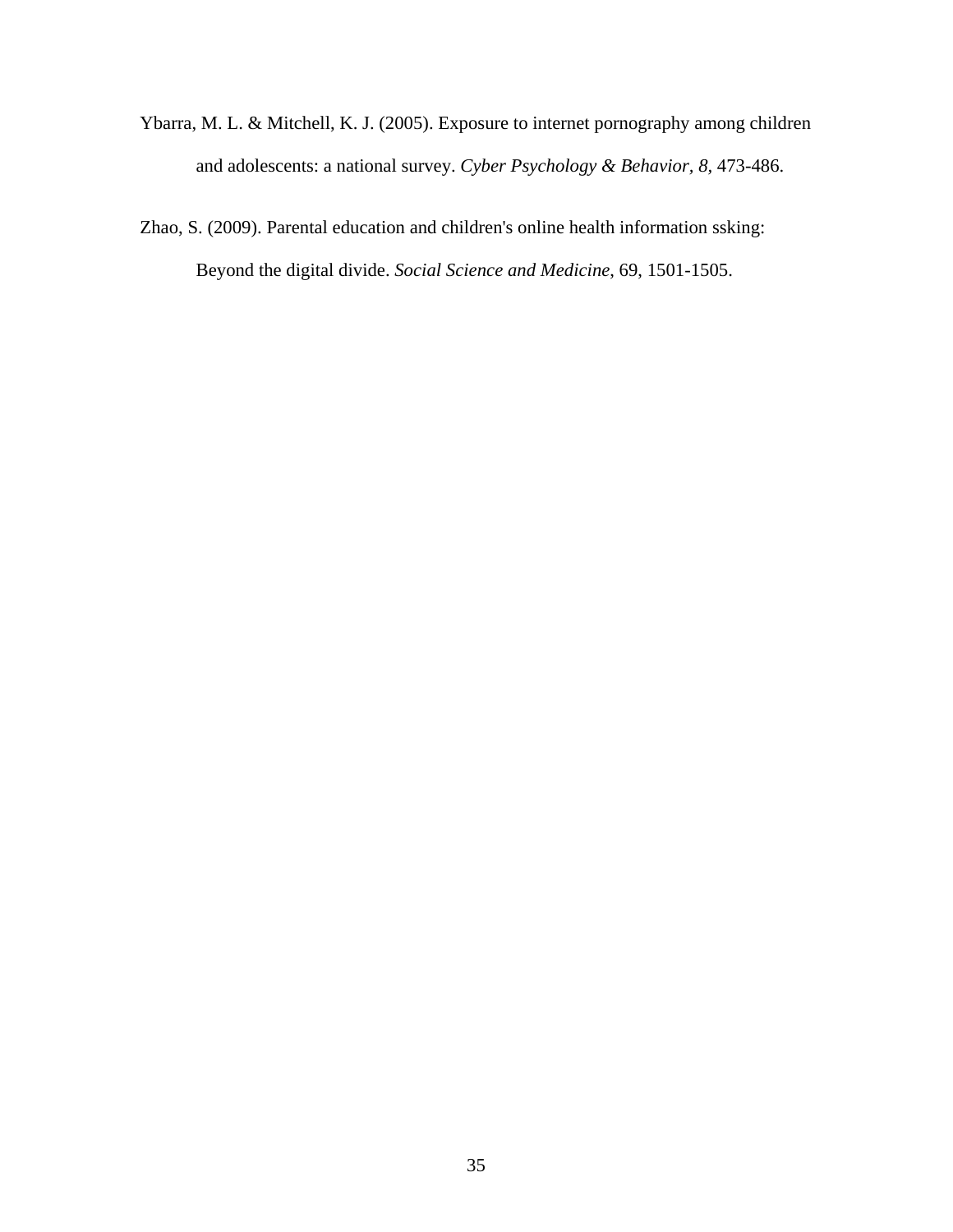Ybarra, M. L. & Mitchell, K. J. (2005). Exposure to internet pornography among children and adolescents: a national survey. *Cyber Psychology & Behavior, 8,* 473-486.

Zhao, S. (2009). Parental education and children's online health information ssking: Beyond the digital divide. *Social Science and Medicine,* 69, 1501-1505.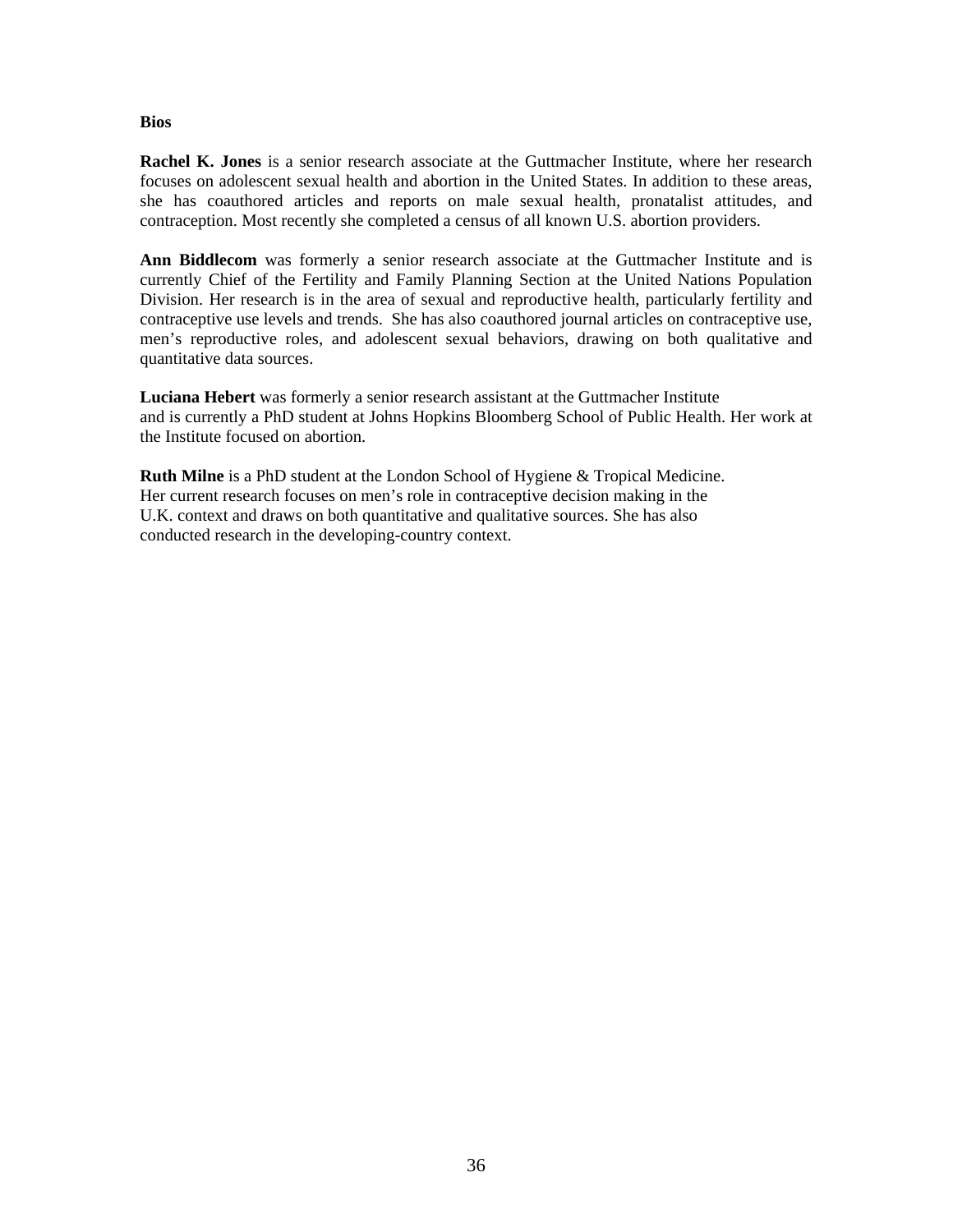**Bios**

**Rachel K. Jones** is a senior research associate at the Guttmacher Institute, where her research focuses on adolescent sexual health and abortion in the United States. In addition to these areas, she has coauthored articles and reports on male sexual health, pronatalist attitudes, and contraception. Most recently she completed a census of all known U.S. abortion providers.

**Ann Biddlecom** was formerly a senior research associate at the Guttmacher Institute and is currently Chief of the Fertility and Family Planning Section at the United Nations Population Division. Her research is in the area of sexual and reproductive health, particularly fertility and contraceptive use levels and trends. She has also coauthored journal articles on contraceptive use, men's reproductive roles, and adolescent sexual behaviors, drawing on both qualitative and quantitative data sources.

**Luciana Hebert** was formerly a senior research assistant at the Guttmacher Institute and is currently a PhD student at Johns Hopkins Bloomberg School of Public Health. Her work at the Institute focused on abortion.

**Ruth Milne** is a PhD student at the London School of Hygiene & Tropical Medicine. Her current research focuses on men's role in contraceptive decision making in the U.K. context and draws on both quantitative and qualitative sources. She has also conducted research in the developing-country context.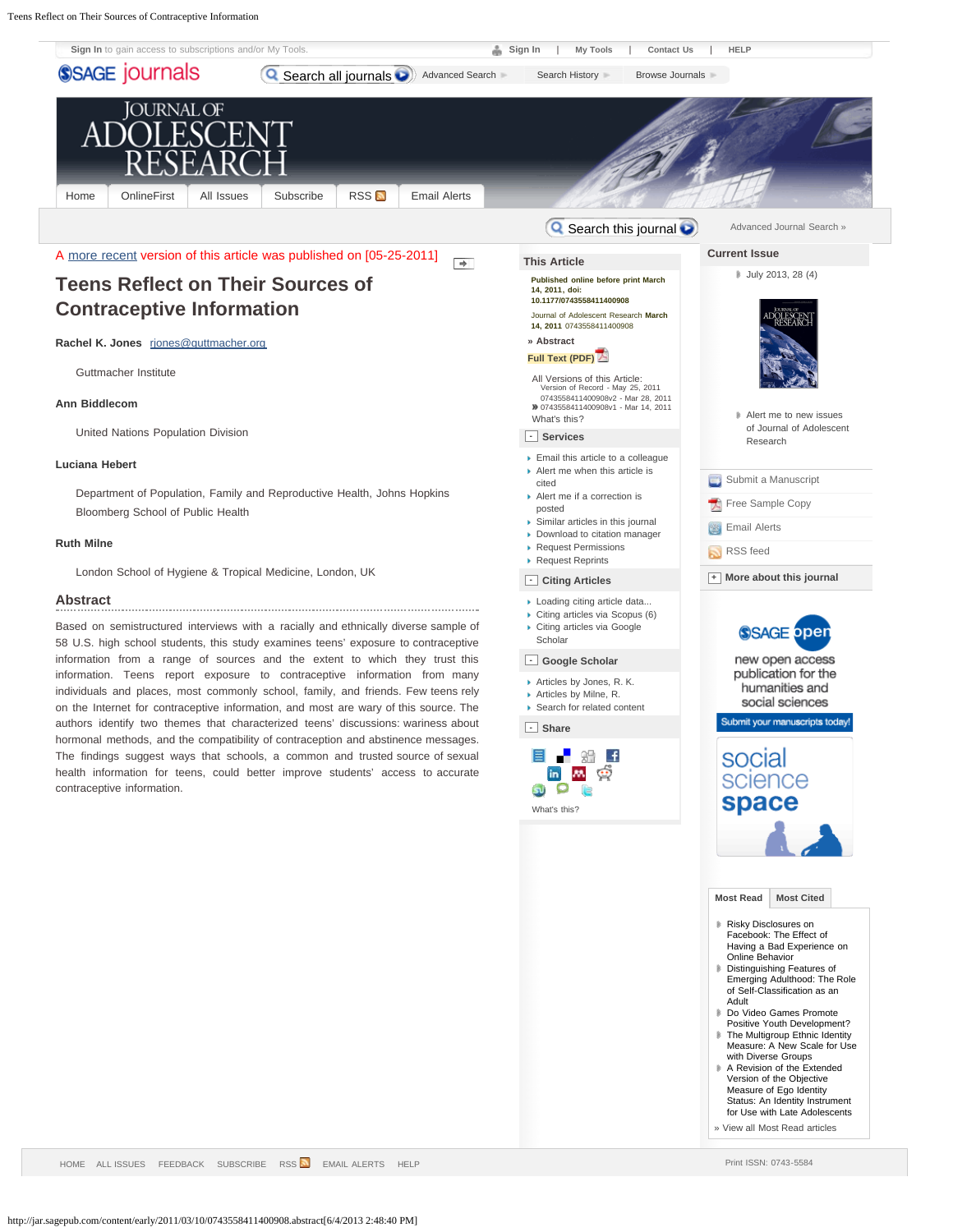A more recent version of this article was published on [05-25-2011]

# Teens Reflect on Their Sources of Contraceptive Information

**Rachel K. Jones** rjones@guttmacher.org

Guttmacher Institute

**Ann Biddlecom**

United Nations Population Division

**Luciana Hebert**

Department of Population, Family and Reproductive Health, Johns Hopkins Bloomberg School of Public Health

**Ruth Milne**

London School of Hygiene & Tropical Medicine, London, UK

## Abstract

Based on semistructured interviews with a racially and ethnically diverse sample of 58 U.S. high school students, this study examines teens' exposure to contraceptive information from a range of sources and the extent to which they trust this information. Teens report exposure to contraceptive information from many individuals and places, most commonly school, family, and friends. Few teens rely on the Internet for contraceptive information, and most are wary of this source. The authors identify two themes that characterized teens' discussions: wariness about hormonal methods, and the compatibility of contraception and abstinence messages. The findings suggest ways that schools, a common and trusted source of sexual health information for teens, could better improve students' access to accurate contraceptive information.

## This Article

Published online before print March 14, 2011, doi: 10.1177/0743558411400908

Journal of Adolescent Research March 14, 2011 0743558411400908

» Abstract

Full Text (PDF)

All Versions of this Article:
- Version of Record - May 25, 2011
- 0743558411400908v2 - Mar 28, 2011
- 0743558411400908v1 - Mar 14, 2011

What's this?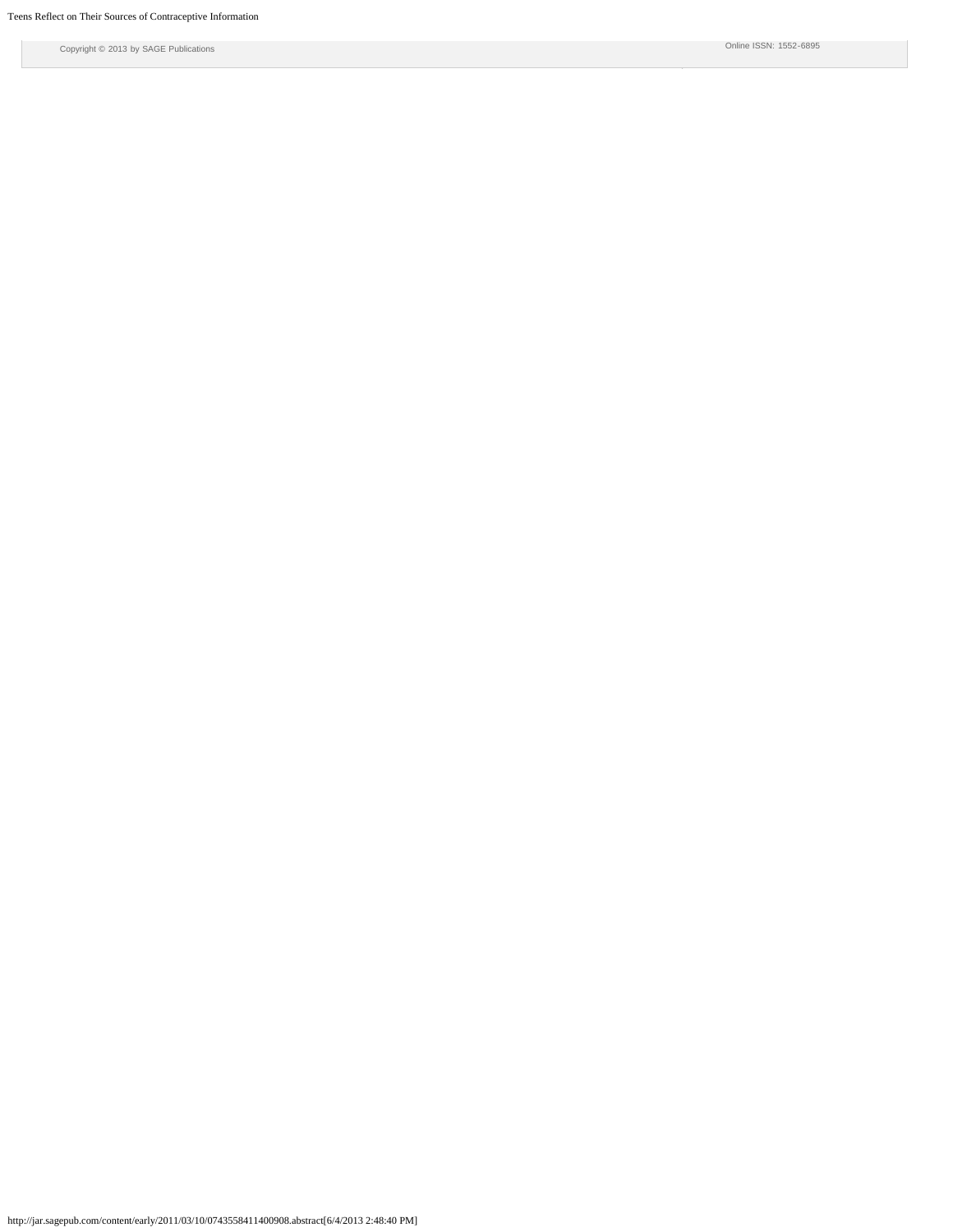Copyright © 2013 by SAGE Publications

Online ISSN: 1552-6895